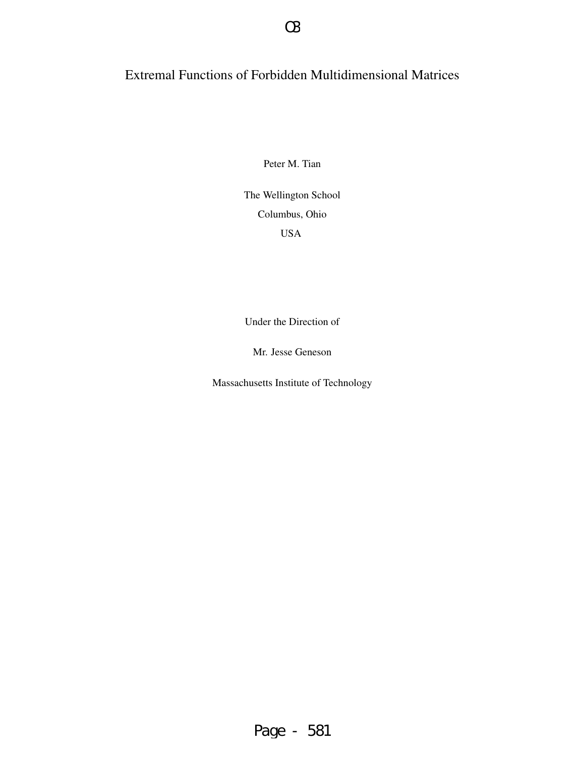# Extremal Functions of Forbidden Multidimensional Matrices

Peter M. Tian

The Wellington School

Columbus, Ohio

USA

Under the Direction of

Mr. Jesse Geneson

Massachusetts Institute of Technology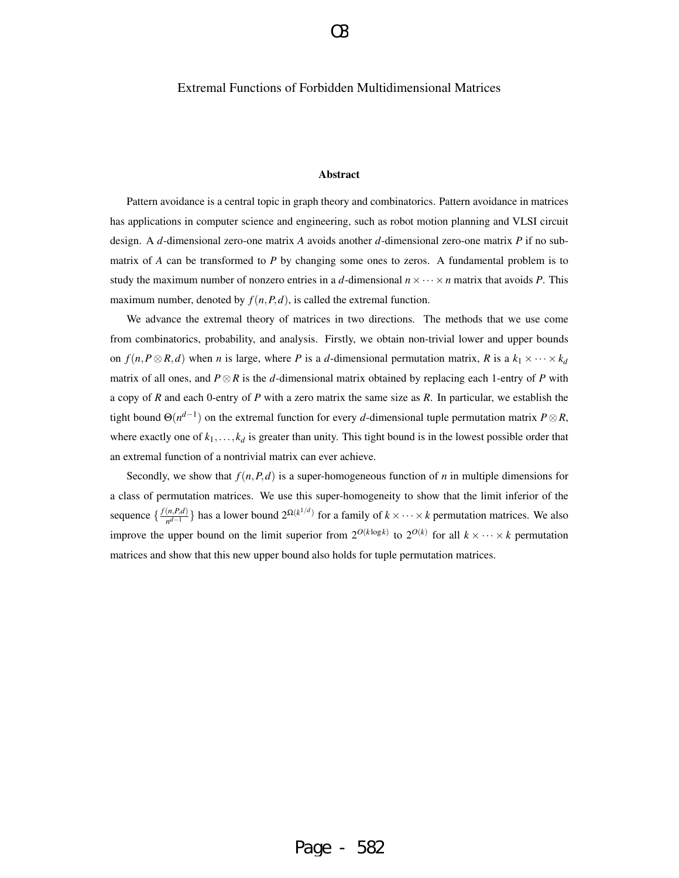Extremal Functions of Forbidden Multidimensional Matrices

## Abstract

Pattern avoidance is a central topic in graph theory and combinatorics. Pattern avoidance in matrices has applications in computer science and engineering, such as robot motion planning and VLSI circuit design. A $d$-dimensional zero-one matrix $A$ avoids another $d$-dimensional zero-one matrix $P$ if no submatrix of $A$ can be transformed to $P$ by changing some ones to zeros. A fundamental problem is to study the maximum number of nonzero entries in a $d$-dimensional $n \times \cdots \times n$ matrix that avoids $P$. This maximum number, denoted by $f(n,P,d)$, is called the extremal function.

We advance the extremal theory of matrices in two directions. The methods that we use come from combinatorics, probability, and analysis. Firstly, we obtain non-trivial lower and upper bounds on $f(n, P \otimes R, d)$ when $n$ is large, where $P$ is a $d$-dimensional permutation matrix, $R$ is a $k_1 \times \cdots \times k_d$ matrix of all ones, and $P \otimes R$ is the $d$-dimensional matrix obtained by replacing each 1-entry of $P$ with a copy of $R$ and each 0-entry of $P$ with a zero matrix the same size as $R$. In particular, we establish the tight bound $\Theta(n^{d-1})$ on the extremal function for every $d$-dimensional tuple permutation matrix $P \otimes R$, where exactly one of $k_1, \ldots, k_d$ is greater than unity. This tight bound is in the lowest possible order that an extremal function of a nontrivial matrix can ever achieve.

Secondly, we show that $f(n,P,d)$ is a super-homogeneous function of $n$ in multiple dimensions for a class of permutation matrices. We use this super-homogeneity to show that the limit inferior of the sequence $\{\frac{f(n,P,d)}{n^{d-1}}\}$ has a lower bound $2^{\Omega(k^{1/d})}$ for a family of $k \times \cdots \times k$ permutation matrices. We also improve the upper bound on the limit superior from $2^{O(k \log k)}$ to $2^{O(k)}$ for all $k \times \cdots \times k$ permutation matrices and show that this new upper bound also holds for tuple permutation matrices.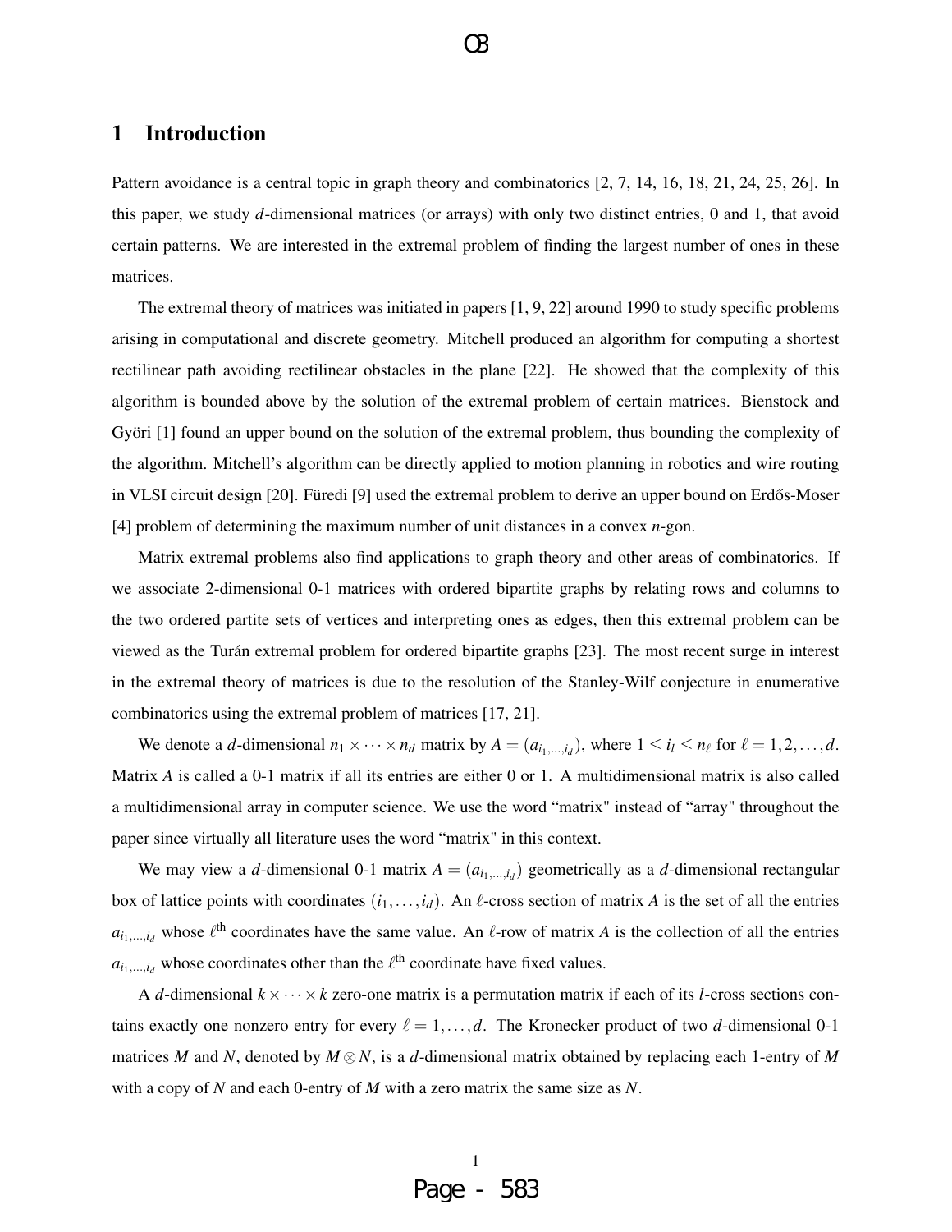## 1 Introduction

Pattern avoidance is a central topic in graph theory and combinatorics [2, 7, 14, 16, 18, 21, 24, 25, 26]. In this paper, we study $d$-dimensional matrices (or arrays) with only two distinct entries, 0 and 1, that avoid certain patterns. We are interested in the extremal problem of finding the largest number of ones in these matrices.

The extremal theory of matrices was initiated in papers [1, 9, 22] around 1990 to study specific problems arising in computational and discrete geometry. Mitchell produced an algorithm for computing a shortest rectilinear path avoiding rectilinear obstacles in the plane [22]. He showed that the complexity of this algorithm is bounded above by the solution of the extremal problem of certain matrices. Bienstock and Györi [1] found an upper bound on the solution of the extremal problem, thus bounding the complexity of the algorithm. Mitchell's algorithm can be directly applied to motion planning in robotics and wire routing in VLSI circuit design [20]. Füredi [9] used the extremal problem to derive an upper bound on Erdős-Moser [4] problem of determining the maximum number of unit distances in a convex $n$-gon.

Matrix extremal problems also find applications to graph theory and other areas of combinatorics. If we associate 2-dimensional 0-1 matrices with ordered bipartite graphs by relating rows and columns to the two ordered partite sets of vertices and interpreting ones as edges, then this extremal problem can be viewed as the Turán extremal problem for ordered bipartite graphs [23]. The most recent surge in interest in the extremal theory of matrices is due to the resolution of the Stanley-Wilf conjecture in enumerative combinatorics using the extremal problem of matrices [17, 21].

We denote a $d$-dimensional $n_1 \times \cdots \times n_d$ matrix by $A = (a_{i_1,\ldots,i_d})$, where $1 \le i_l \le n_\ell$ for $\ell = 1, 2, \ldots, d$. Matrix $A$ is called a 0-1 matrix if all its entries are either 0 or 1. A multidimensional matrix is also called a multidimensional array in computer science. We use the word "matrix" instead of "array" throughout the paper since virtually all literature uses the word "matrix" in this context.

We may view a $d$-dimensional 0-1 matrix $A = (a_{i_1,\ldots,i_d})$ geometrically as a $d$-dimensional rectangular box of lattice points with coordinates $(i_1, \ldots, i_d)$. An $\ell$-cross section of matrix $A$ is the set of all the entries $a_{i_1,\ldots,i_d}$ whose $\ell^{\text{th}}$ coordinates have the same value. An $\ell$-row of matrix $A$ is the collection of all the entries $a_{i_1,\ldots,i_d}$ whose coordinates other than the $\ell^{\text{th}}$ coordinate have fixed values.

A $d$-dimensional $k \times \cdots \times k$ zero-one matrix is a permutation matrix if each of its $l$-cross sections contains exactly one nonzero entry for every $\ell = 1, \ldots, d$. The Kronecker product of two $d$-dimensional 0-1 matrices $M$ and $N$, denoted by $M \otimes N$, is a $d$-dimensional matrix obtained by replacing each 1-entry of $M$ with a copy of $N$ and each 0-entry of $M$ with a zero matrix the same size as $N$.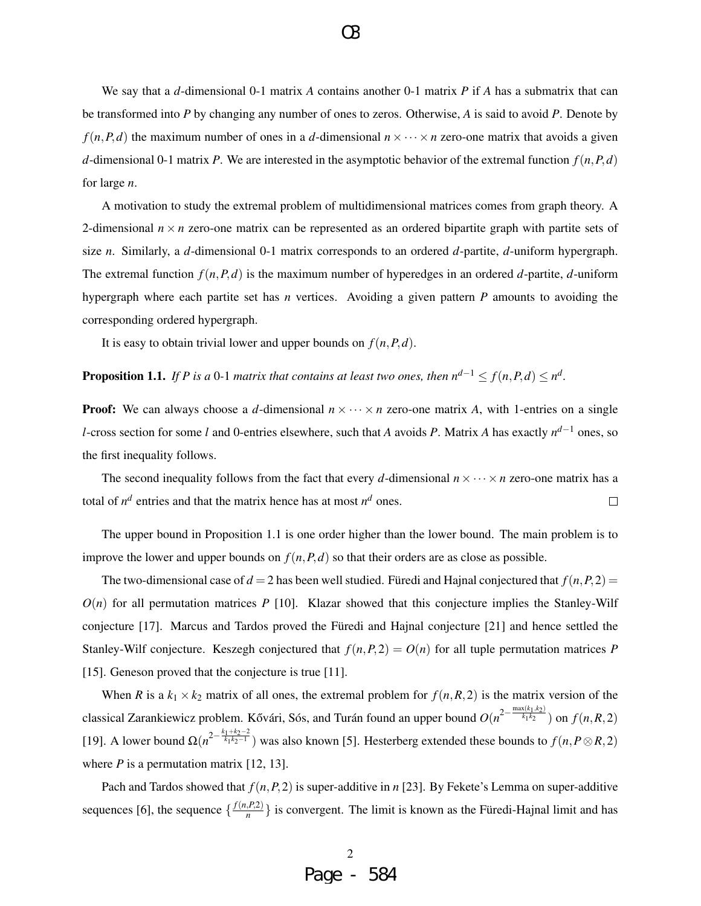We say that a $d$-dimensional 0-1 matrix $A$ contains another 0-1 matrix $P$ if $A$ has a submatrix that can be transformed into $P$ by changing any number of ones to zeros. Otherwise, $A$ is said to avoid $P$. Denote by $f(n,P,d)$ the maximum number of ones in a $d$-dimensional $n \times \cdots \times n$ zero-one matrix that avoids a given $d$-dimensional 0-1 matrix $P$. We are interested in the asymptotic behavior of the extremal function $f(n,P,d)$ for large $n$.

A motivation to study the extremal problem of multidimensional matrices comes from graph theory. A 2-dimensional $n \times n$ zero-one matrix can be represented as an ordered bipartite graph with partite sets of size $n$. Similarly, a $d$-dimensional 0-1 matrix corresponds to an ordered $d$-partite, $d$-uniform hypergraph. The extremal function $f(n,P,d)$ is the maximum number of hyperedges in an ordered $d$-partite, $d$-uniform hypergraph where each partite set has $n$ vertices. Avoiding a given pattern $P$ amounts to avoiding the corresponding ordered hypergraph.

It is easy to obtain trivial lower and upper bounds on $f(n,P,d)$.

**Proposition 1.1.** *If $P$ is a 0-1 matrix that contains at least two ones, then $n^{d-1} \leq f(n,P,d) \leq n^d$.*

**Proof:** We can always choose a $d$-dimensional $n \times \cdots \times n$ zero-one matrix $A$, with 1-entries on a single $l$-cross section for some $l$ and 0-entries elsewhere, such that $A$ avoids $P$. Matrix $A$ has exactly $n^{d-1}$ ones, so the first inequality follows.

The second inequality follows from the fact that every $d$-dimensional $n \times \cdots \times n$ zero-one matrix has a total of $n^d$ entries and that the matrix hence has at most $n^d$ ones. $\square$

The upper bound in Proposition 1.1 is one order higher than the lower bound. The main problem is to improve the lower and upper bounds on $f(n,P,d)$ so that their orders are as close as possible.

The two-dimensional case of $d = 2$ has been well studied. Füredi and Hajnal conjectured that $f(n,P,2) = O(n)$ for all permutation matrices $P$ [10]. Klazar showed that this conjecture implies the Stanley-Wilf conjecture [17]. Marcus and Tardos proved the Füredi and Hajnal conjecture [21] and hence settled the Stanley-Wilf conjecture. Keszegh conjectured that $f(n,P,2) = O(n)$ for all tuple permutation matrices $P$ [15]. Geneson proved that the conjecture is true [11].

When $R$ is a $k_1 \times k_2$ matrix of all ones, the extremal problem for $f(n,R,2)$ is the matrix version of the classical Zarankiewicz problem. Kővári, Sós, and Turán found an upper bound $O(n^{2-\frac{\max(k_1,k_2)}{k_1 k_2}})$ on $f(n,R,2)$ [19]. A lower bound $\Omega(n^{2-\frac{k_1+k_2-2}{k_1 k_2 - 1}})$ was also known [5]. Hesterberg extended these bounds to $f(n,P \otimes R,2)$ where $P$ is a permutation matrix [12, 13].

Pach and Tardos showed that $f(n,P,2)$ is super-additive in $n$ [23]. By Fekete's Lemma on super-additive sequences [6], the sequence $\{\frac{f(n,P,2)}{n}\}$ is convergent. The limit is known as the Füredi-Hajnal limit and has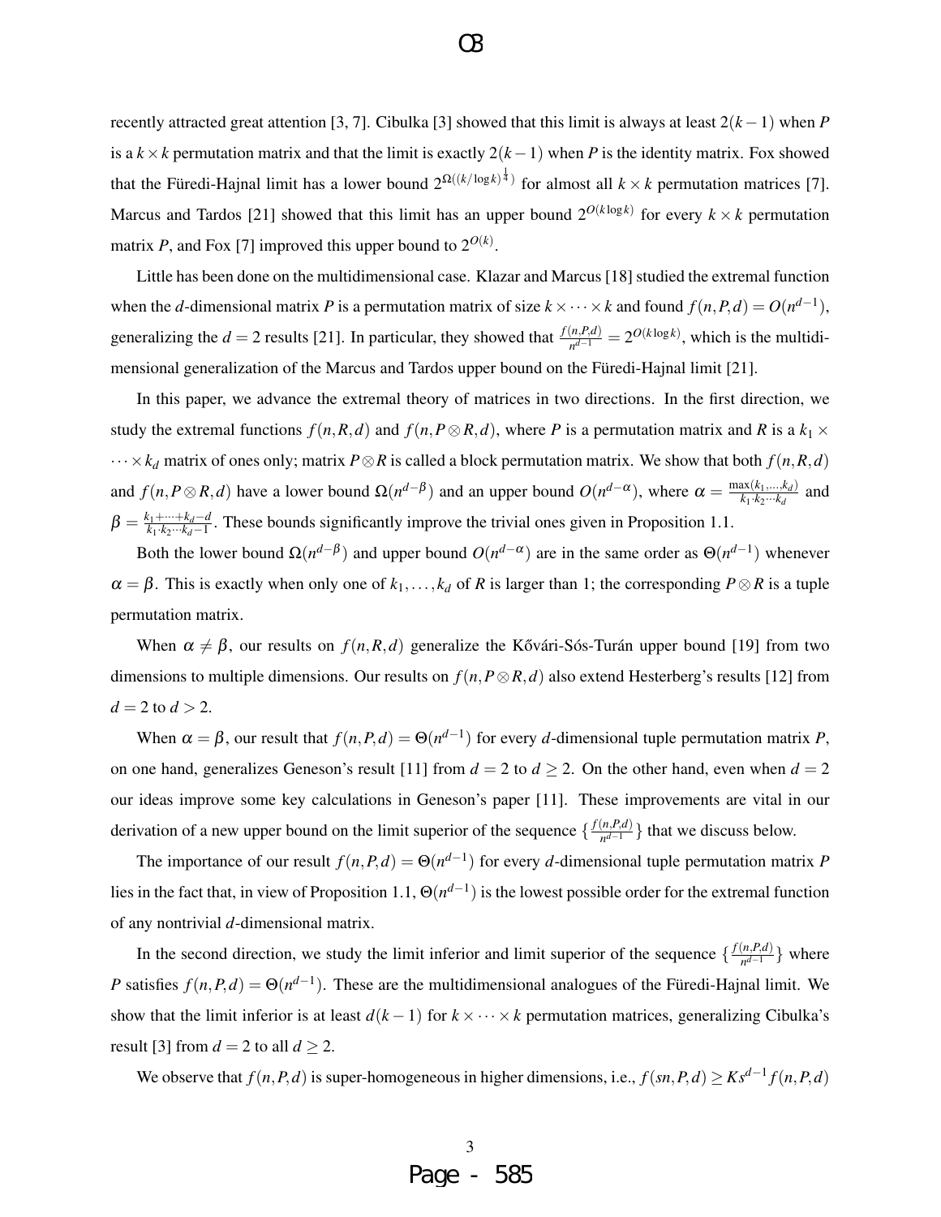recently attracted great attention [3, 7]. Cibulka [3] showed that this limit is always at least $2(k-1)$ when $P$ is a $k \times k$ permutation matrix and that the limit is exactly $2(k-1)$ when $P$ is the identity matrix. Fox showed that the Füredi-Hajnal limit has a lower bound $2^{\Omega((k/\log k)^{\frac{1}{4}})}$ for almost all $k \times k$ permutation matrices [7]. Marcus and Tardos [21] showed that this limit has an upper bound $2^{O(k \log k)}$ for every $k \times k$ permutation matrix $P$, and Fox [7] improved this upper bound to $2^{O(k)}$.

Little has been done on the multidimensional case. Klazar and Marcus [18] studied the extremal function when the $d$-dimensional matrix $P$ is a permutation matrix of size $k \times \cdots \times k$ and found $f(n,P,d) = O(n^{d-1})$, generalizing the $d = 2$ results [21]. In particular, they showed that $\frac{f(n,P,d)}{n^{d-1}} = 2^{O(k \log k)}$, which is the multidimensional generalization of the Marcus and Tardos upper bound on the Füredi-Hajnal limit [21].

In this paper, we advance the extremal theory of matrices in two directions. In the first direction, we study the extremal functions $f(n,R,d)$ and $f(n,P \otimes R,d)$, where $P$ is a permutation matrix and $R$ is a $k_1 \times \cdots \times k_d$ matrix of ones only; matrix $P \otimes R$ is called a block permutation matrix. We show that both $f(n,R,d)$ and $f(n,P \otimes R,d)$ have a lower bound $\Omega(n^{d-\beta})$ and an upper bound $O(n^{d-\alpha})$, where $\alpha = \frac{\max(k_1,\ldots,k_d)}{k_1 \cdot k_2 \cdots k_d}$ and $\beta = \frac{k_1+\cdots+k_d-d}{k_1 \cdot k_2 \cdots k_d - 1}$. These bounds significantly improve the trivial ones given in Proposition 1.1.

Both the lower bound $\Omega(n^{d-\beta})$ and upper bound $O(n^{d-\alpha})$ are in the same order as $\Theta(n^{d-1})$ whenever $\alpha = \beta$. This is exactly when only one of $k_1,\ldots,k_d$ of $R$ is larger than 1; the corresponding $P \otimes R$ is a tuple permutation matrix.

When $\alpha \neq \beta$, our results on $f(n,R,d)$ generalize the Kővári-Sós-Turán upper bound [19] from two dimensions to multiple dimensions. Our results on $f(n,P \otimes R,d)$ also extend Hesterberg's results [12] from $d = 2$ to $d > 2$.

When $\alpha = \beta$, our result that $f(n,P,d) = \Theta(n^{d-1})$ for every $d$-dimensional tuple permutation matrix $P$, on one hand, generalizes Geneson's result [11] from $d = 2$ to $d \geq 2$. On the other hand, even when $d = 2$ our ideas improve some key calculations in Geneson's paper [11]. These improvements are vital in our derivation of a new upper bound on the limit superior of the sequence $\{\frac{f(n,P,d)}{n^{d-1}}\}$ that we discuss below.

The importance of our result $f(n,P,d) = \Theta(n^{d-1})$ for every $d$-dimensional tuple permutation matrix $P$ lies in the fact that, in view of Proposition 1.1, $\Theta(n^{d-1})$ is the lowest possible order for the extremal function of any nontrivial $d$-dimensional matrix.

In the second direction, we study the limit inferior and limit superior of the sequence $\{\frac{f(n,P,d)}{n^{d-1}}\}$ where $P$ satisfies $f(n,P,d) = \Theta(n^{d-1})$. These are the multidimensional analogues of the Füredi-Hajnal limit. We show that the limit inferior is at least $d(k-1)$ for $k \times \cdots \times k$ permutation matrices, generalizing Cibulka's result [3] from $d = 2$ to all $d \geq 2$.

We observe that $f(n,P,d)$ is super-homogeneous in higher dimensions, i.e., $f(sn,P,d) \geq Ks^{d-1} f(n,P,d)$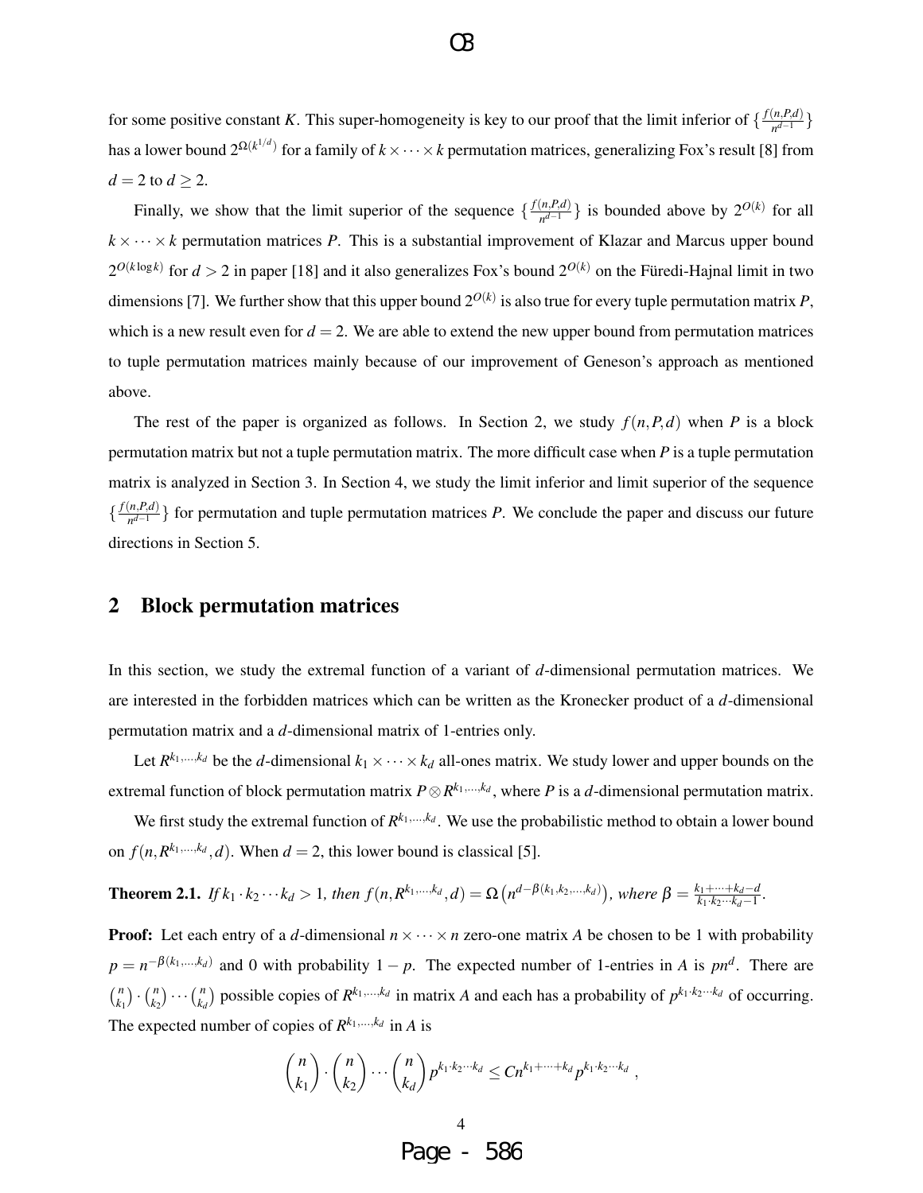for some positive constant $K$. This super-homogeneity is key to our proof that the limit inferior of $\{\frac{f(n,P,d)}{n^{d-1}}\}$ has a lower bound $2^{\Omega(k^{1/d})}$ for a family of $k \times \cdots \times k$ permutation matrices, generalizing Fox's result [8] from $d = 2$ to $d \geq 2$.

Finally, we show that the limit superior of the sequence $\{\frac{f(n,P,d)}{n^{d-1}}\}$ is bounded above by $2^{O(k)}$ for all $k \times \cdots \times k$ permutation matrices $P$. This is a substantial improvement of Klazar and Marcus upper bound $2^{O(k \log k)}$ for $d > 2$ in paper [18] and it also generalizes Fox's bound $2^{O(k)}$ on the Füredi-Hajnal limit in two dimensions [7]. We further show that this upper bound $2^{O(k)}$ is also true for every tuple permutation matrix $P$, which is a new result even for $d = 2$. We are able to extend the new upper bound from permutation matrices to tuple permutation matrices mainly because of our improvement of Geneson's approach as mentioned above.

The rest of the paper is organized as follows. In Section 2, we study $f(n,P,d)$ when $P$ is a block permutation matrix but not a tuple permutation matrix. The more difficult case when $P$ is a tuple permutation matrix is analyzed in Section 3. In Section 4, we study the limit inferior and limit superior of the sequence $\{\frac{f(n,P,d)}{n^{d-1}}\}$ for permutation and tuple permutation matrices $P$. We conclude the paper and discuss our future directions in Section 5.

## 2 Block permutation matrices

In this section, we study the extremal function of a variant of $d$-dimensional permutation matrices. We are interested in the forbidden matrices which can be written as the Kronecker product of a $d$-dimensional permutation matrix and a $d$-dimensional matrix of 1-entries only.

Let $R^{k_1,\ldots,k_d}$ be the $d$-dimensional $k_1 \times \cdots \times k_d$ all-ones matrix. We study lower and upper bounds on the extremal function of block permutation matrix $P \otimes R^{k_1,\ldots,k_d}$, where $P$ is a $d$-dimensional permutation matrix.

We first study the extremal function of $R^{k_1,\ldots,k_d}$. We use the probabilistic method to obtain a lower bound on $f(n, R^{k_1,\ldots,k_d}, d)$. When $d = 2$, this lower bound is classical [5].

**Theorem 2.1.** *If $k_1 \cdot k_2 \cdots k_d > 1$, then $f(n, R^{k_1,\ldots,k_d}, d) = \Omega\left(n^{d-\beta(k_1,k_2,\ldots,k_d)}\right)$, where $\beta = \frac{k_1+\cdots+k_d-d}{k_1\cdot k_2\cdots k_d-1}$.*

**Proof:** Let each entry of a $d$-dimensional $n \times \cdots \times n$ zero-one matrix $A$ be chosen to be 1 with probability $p = n^{-\beta(k_1,\ldots,k_d)}$ and 0 with probability $1-p$. The expected number of 1-entries in $A$ is $pn^d$. There are $\binom{n}{k_1} \cdot \binom{n}{k_2} \cdots \binom{n}{k_d}$ possible copies of $R^{k_1,\ldots,k_d}$ in matrix $A$ and each has a probability of $p^{k_1\cdot k_2\cdots k_d}$ of occurring. The expected number of copies of $R^{k_1,\ldots,k_d}$ in $A$ is

$$\binom{n}{k_1} \cdot \binom{n}{k_2} \cdots \binom{n}{k_d} p^{k_1\cdot k_2\cdots k_d} \leq C n^{k_1+\cdots+k_d} p^{k_1\cdot k_2\cdots k_d} ,$$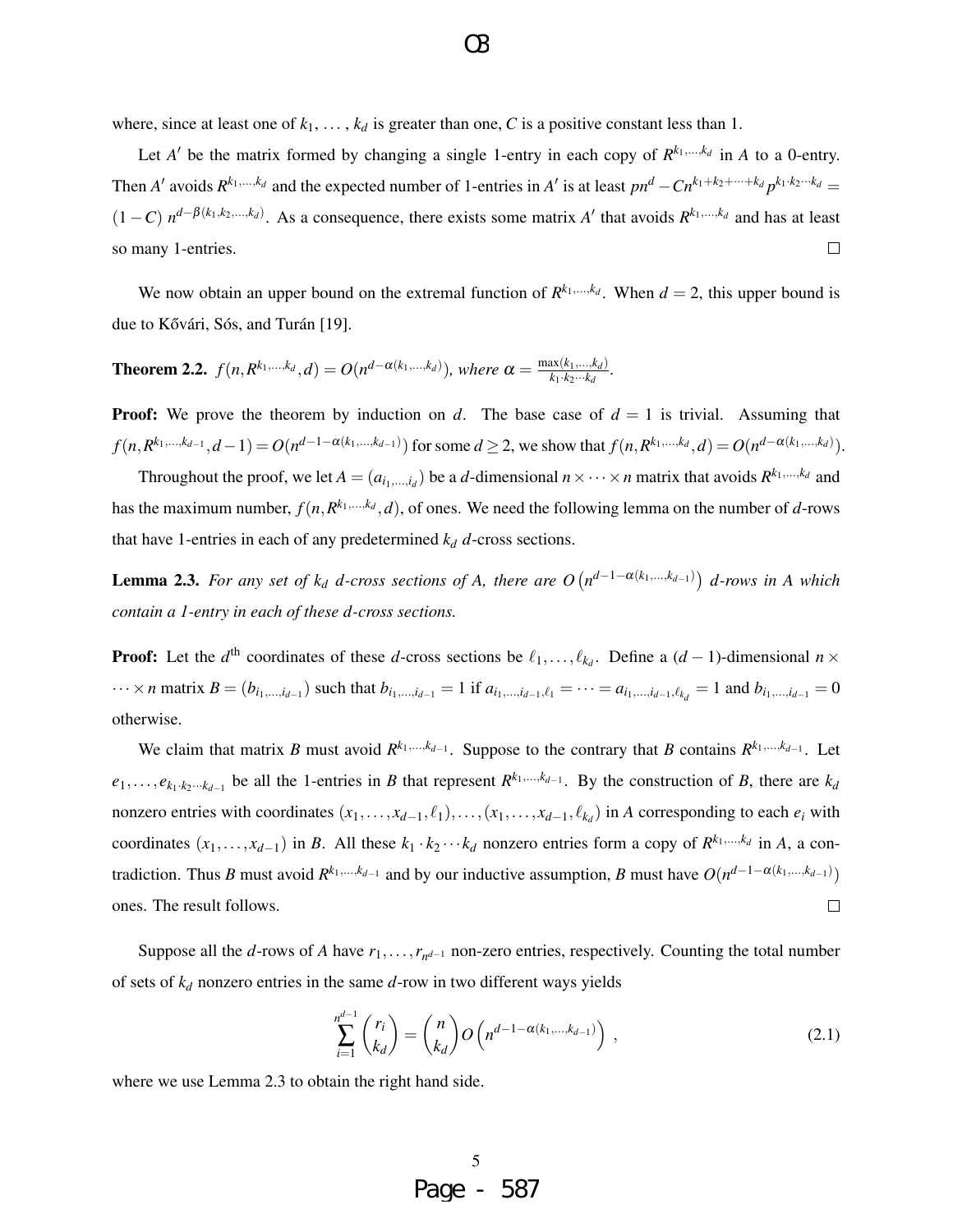where, since at least one of $k_1, \ldots, k_d$ is greater than one, $C$ is a positive constant less than 1.

Let $A'$ be the matrix formed by changing a single 1-entry in each copy of $R^{k_1,\ldots,k_d}$ in $A$ to a 0-entry. Then $A'$ avoids $R^{k_1,\ldots,k_d}$ and the expected number of 1-entries in $A'$ is at least $pn^d - Cn^{k_1+k_2+\cdots+k_d}p^{k_1\cdot k_2\cdots k_d} = (1-C)\, n^{d-\beta(k_1,k_2,\ldots,k_d)}$. As a consequence, there exists some matrix $A'$ that avoids $R^{k_1,\ldots,k_d}$ and has at least so many 1-entries. $\square$

We now obtain an upper bound on the extremal function of $R^{k_1,\ldots,k_d}$. When $d=2$, this upper bound is due to Kővári, Sós, and Turán [19].

**Theorem 2.2.** *$f(n, R^{k_1,\ldots,k_d}, d) = O(n^{d-\alpha(k_1,\ldots,k_d)})$, where $\alpha = \frac{\max(k_1,\ldots,k_d)}{k_1\cdot k_2\cdots k_d}$.*

**Proof:** We prove the theorem by induction on $d$. The base case of $d=1$ is trivial. Assuming that $f(n, R^{k_1,\ldots,k_{d-1}}, d-1) = O(n^{d-1-\alpha(k_1,\ldots,k_{d-1})})$ for some $d \geq 2$, we show that $f(n, R^{k_1,\ldots,k_d}, d) = O(n^{d-\alpha(k_1,\ldots,k_d)})$.

Throughout the proof, we let $A = (a_{i_1,\ldots,i_d})$ be a $d$-dimensional $n \times \cdots \times n$ matrix that avoids $R^{k_1,\ldots,k_d}$ and has the maximum number, $f(n, R^{k_1,\ldots,k_d}, d)$, of ones. We need the following lemma on the number of $d$-rows that have 1-entries in each of any predetermined $k_d$ $d$-cross sections.

**Lemma 2.3.** *For any set of $k_d$ $d$-cross sections of $A$, there are $O\left(n^{d-1-\alpha(k_1,\ldots,k_{d-1})}\right)$ $d$-rows in $A$ which contain a 1-entry in each of these $d$-cross sections.*

**Proof:** Let the $d^{\text{th}}$ coordinates of these $d$-cross sections be $\ell_1, \ldots, \ell_{k_d}$. Define a $(d-1)$-dimensional $n \times \cdots \times n$ matrix $B = (b_{i_1,\ldots,i_{d-1}})$ such that $b_{i_1,\ldots,i_{d-1}} = 1$ if $a_{i_1,\ldots,i_{d-1},\ell_1} = \cdots = a_{i_1,\ldots,i_{d-1},\ell_{k_d}} = 1$ and $b_{i_1,\ldots,i_{d-1}} = 0$ otherwise.

We claim that matrix $B$ must avoid $R^{k_1,\ldots,k_{d-1}}$. Suppose to the contrary that $B$ contains $R^{k_1,\ldots,k_{d-1}}$. Let $e_1, \ldots, e_{k_1\cdot k_2\cdots k_{d-1}}$ be all the 1-entries in $B$ that represent $R^{k_1,\ldots,k_{d-1}}$. By the construction of $B$, there are $k_d$ nonzero entries with coordinates $(x_1, \ldots, x_{d-1}, \ell_1), \ldots, (x_1, \ldots, x_{d-1}, \ell_{k_d})$ in $A$ corresponding to each $e_i$ with coordinates $(x_1, \ldots, x_{d-1})$ in $B$. All these $k_1 \cdot k_2 \cdots k_d$ nonzero entries form a copy of $R^{k_1,\ldots,k_d}$ in $A$, a contradiction. Thus $B$ must avoid $R^{k_1,\ldots,k_{d-1}}$ and by our inductive assumption, $B$ must have $O(n^{d-1-\alpha(k_1,\ldots,k_{d-1})})$ ones. The result follows. $\square$

Suppose all the $d$-rows of $A$ have $r_1, \ldots, r_{n^{d-1}}$ non-zero entries, respectively. Counting the total number of sets of $k_d$ nonzero entries in the same $d$-row in two different ways yields

$$\sum_{i=1}^{n^{d-1}} \binom{r_i}{k_d} = \binom{n}{k_d} O\left(n^{d-1-\alpha(k_1,\ldots,k_{d-1})}\right), \tag{2.1}$$

where we use Lemma 2.3 to obtain the right hand side.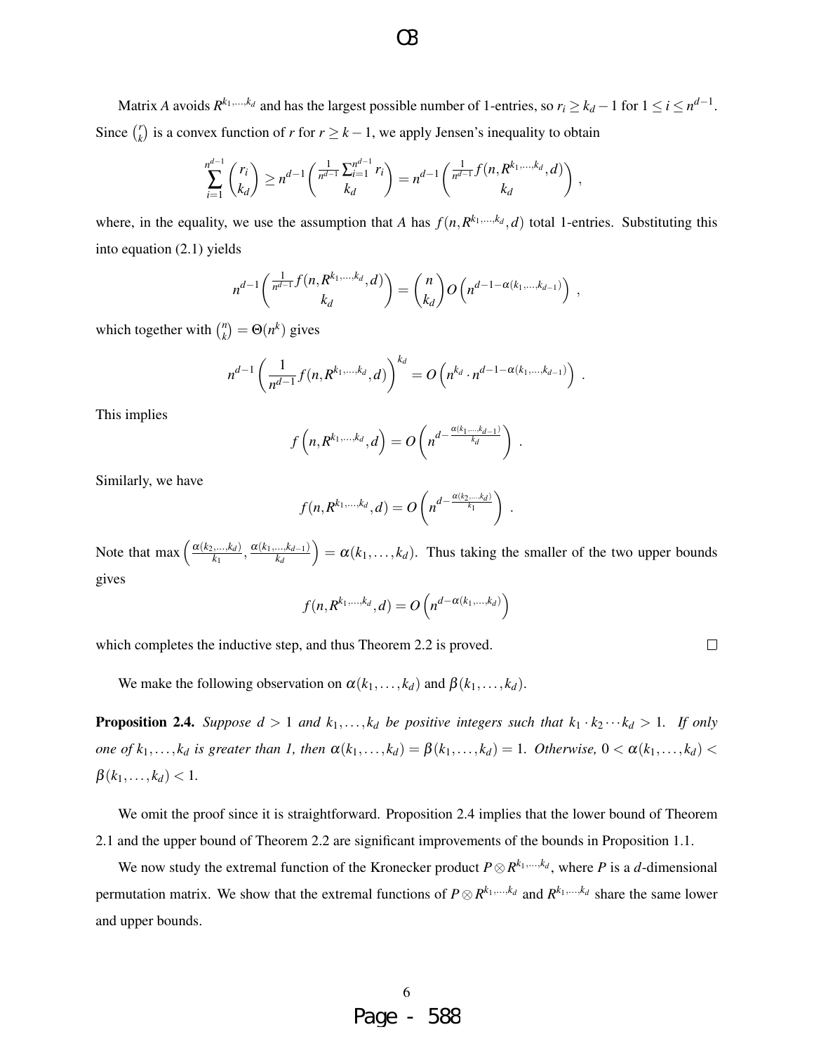Matrix $A$ avoids $R^{k_1,\ldots,k_d}$ and has the largest possible number of 1-entries, so $r_i \geq k_d - 1$ for $1 \leq i \leq n^{d-1}$. Since $\binom{r}{k}$ is a convex function of $r$ for $r \geq k-1$, we apply Jensen's inequality to obtain

$$\sum_{i=1}^{n^{d-1}} \binom{r_i}{k_d} \geq n^{d-1} \binom{\frac{1}{n^{d-1}} \sum_{i=1}^{n^{d-1}} r_i}{k_d} = n^{d-1} \binom{\frac{1}{n^{d-1}} f(n, R^{k_1,\ldots,k_d}, d)}{k_d},$$

where, in the equality, we use the assumption that $A$ has $f(n, R^{k_1,\ldots,k_d}, d)$ total 1-entries. Substituting this into equation (2.1) yields

$$n^{d-1} \binom{\frac{1}{n^{d-1}} f(n, R^{k_1,\ldots,k_d}, d)}{k_d} = \binom{n}{k_d} O\left(n^{d-1-\alpha(k_1,\ldots,k_{d-1})}\right),$$

which together with $\binom{n}{k} = \Theta(n^k)$ gives

$$n^{d-1} \left(\frac{1}{n^{d-1}} f(n, R^{k_1,\ldots,k_d}, d)\right)^{k_d} = O\left(n^{k_d} \cdot n^{d-1-\alpha(k_1,\ldots,k_{d-1})}\right).$$

This implies

$$f\left(n, R^{k_1,\ldots,k_d}, d\right) = O\left(n^{d - \frac{\alpha(k_1,\ldots,k_{d-1})}{k_d}}\right).$$

Similarly, we have

$$f(n, R^{k_1,\ldots,k_d}, d) = O\left(n^{d - \frac{\alpha(k_2,\ldots,k_d)}{k_1}}\right).$$

Note that $\max\left(\frac{\alpha(k_2,\ldots,k_d)}{k_1}, \frac{\alpha(k_1,\ldots,k_{d-1})}{k_d}\right) = \alpha(k_1,\ldots,k_d)$. Thus taking the smaller of the two upper bounds gives

$$f(n, R^{k_1,\ldots,k_d}, d) = O\left(n^{d-\alpha(k_1,\ldots,k_d)}\right)$$

which completes the inductive step, and thus Theorem 2.2 is proved. □

We make the following observation on $\alpha(k_1,\ldots,k_d)$ and $\beta(k_1,\ldots,k_d)$.

**Proposition 2.4.** *Suppose $d > 1$ and $k_1,\ldots,k_d$ be positive integers such that $k_1 \cdot k_2 \cdots k_d > 1$. If only one of $k_1,\ldots,k_d$ is greater than 1, then $\alpha(k_1,\ldots,k_d) = \beta(k_1,\ldots,k_d) = 1$. Otherwise, $0 < \alpha(k_1,\ldots,k_d) < \beta(k_1,\ldots,k_d) < 1$.*

We omit the proof since it is straightforward. Proposition 2.4 implies that the lower bound of Theorem 2.1 and the upper bound of Theorem 2.2 are significant improvements of the bounds in Proposition 1.1.

We now study the extremal function of the Kronecker product $P \otimes R^{k_1,\ldots,k_d}$, where $P$ is a $d$-dimensional permutation matrix. We show that the extremal functions of $P \otimes R^{k_1,\ldots,k_d}$ and $R^{k_1,\ldots,k_d}$ share the same lower and upper bounds.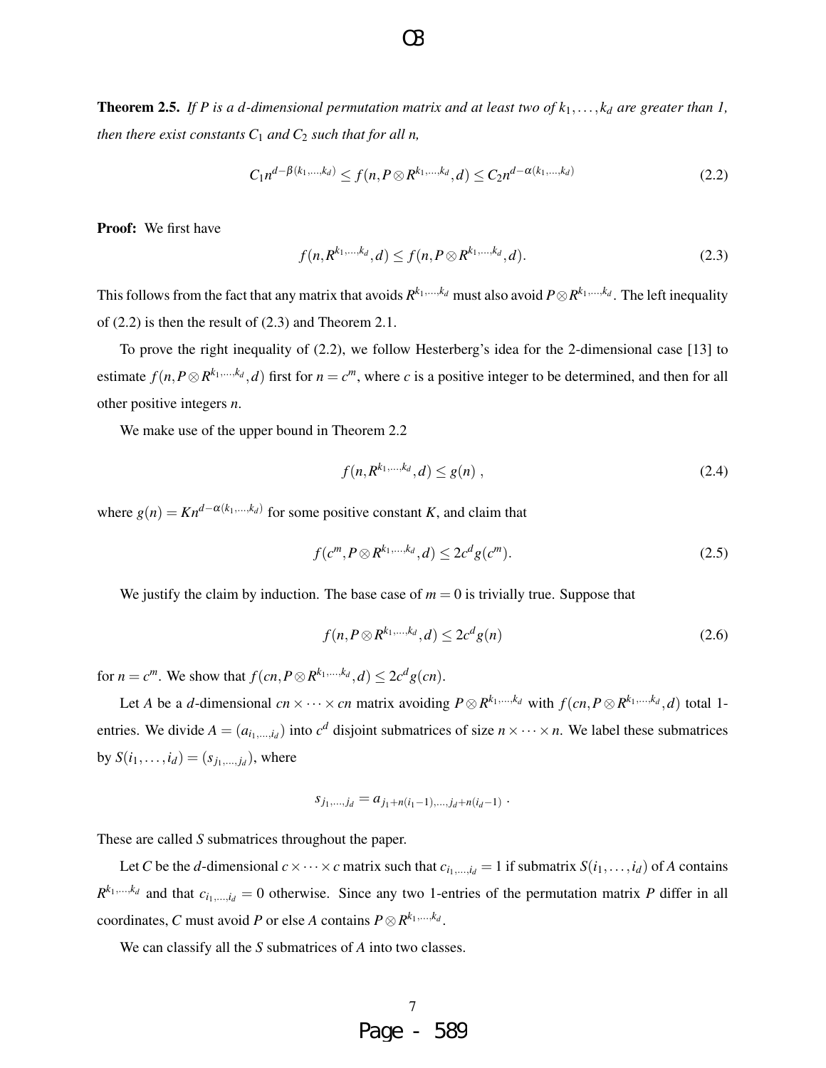**Theorem 2.5.** *If $P$ is a $d$-dimensional permutation matrix and at least two of $k_1,\dots,k_d$ are greater than 1, then there exist constants $C_1$ and $C_2$ such that for all $n$,*

$$C_1 n^{d-\beta(k_1,\dots,k_d)} \le f(n, P \otimes R^{k_1,\dots,k_d}, d) \le C_2 n^{d-\alpha(k_1,\dots,k_d)} \tag{2.2}$$

**Proof:** We first have

$$f(n, R^{k_1,\dots,k_d}, d) \le f(n, P \otimes R^{k_1,\dots,k_d}, d). \tag{2.3}$$

This follows from the fact that any matrix that avoids $R^{k_1,\dots,k_d}$ must also avoid $P \otimes R^{k_1,\dots,k_d}$. The left inequality of (2.2) is then the result of (2.3) and Theorem 2.1.

To prove the right inequality of (2.2), we follow Hesterberg's idea for the 2-dimensional case [13] to estimate $f(n, P \otimes R^{k_1,\dots,k_d}, d)$ first for $n = c^m$, where $c$ is a positive integer to be determined, and then for all other positive integers $n$.

We make use of the upper bound in Theorem 2.2

$$f(n, R^{k_1,\dots,k_d}, d) \le g(n)\ , \tag{2.4}$$

where $g(n) = K n^{d-\alpha(k_1,\dots,k_d)}$ for some positive constant $K$, and claim that

$$f(c^m, P \otimes R^{k_1,\dots,k_d}, d) \le 2c^d g(c^m). \tag{2.5}$$

We justify the claim by induction. The base case of $m = 0$ is trivially true. Suppose that

$$f(n, P \otimes R^{k_1,\dots,k_d}, d) \le 2c^d g(n) \tag{2.6}$$

for $n = c^m$. We show that $f(cn, P \otimes R^{k_1,\dots,k_d}, d) \le 2c^d g(cn)$.

Let $A$ be a $d$-dimensional $cn \times \cdots \times cn$ matrix avoiding $P \otimes R^{k_1,\dots,k_d}$ with $f(cn, P \otimes R^{k_1,\dots,k_d}, d)$ total 1-entries. We divide $A = (a_{i_1,\dots,i_d})$ into $c^d$ disjoint submatrices of size $n \times \cdots \times n$. We label these submatrices by $S(i_1,\dots,i_d) = (s_{j_1,\dots,j_d})$, where

$$s_{j_1,\dots,j_d} = a_{j_1+n(i_1-1),\dots,j_d+n(i_d-1)}\ .$$

These are called $S$ submatrices throughout the paper.

Let $C$ be the $d$-dimensional $c \times \cdots \times c$ matrix such that $c_{i_1,\dots,i_d} = 1$ if submatrix $S(i_1,\dots,i_d)$ of $A$ contains $R^{k_1,\dots,k_d}$ and that $c_{i_1,\dots,i_d} = 0$ otherwise. Since any two 1-entries of the permutation matrix $P$ differ in all coordinates, $C$ must avoid $P$ or else $A$ contains $P \otimes R^{k_1,\dots,k_d}$.

We can classify all the $S$ submatrices of $A$ into two classes.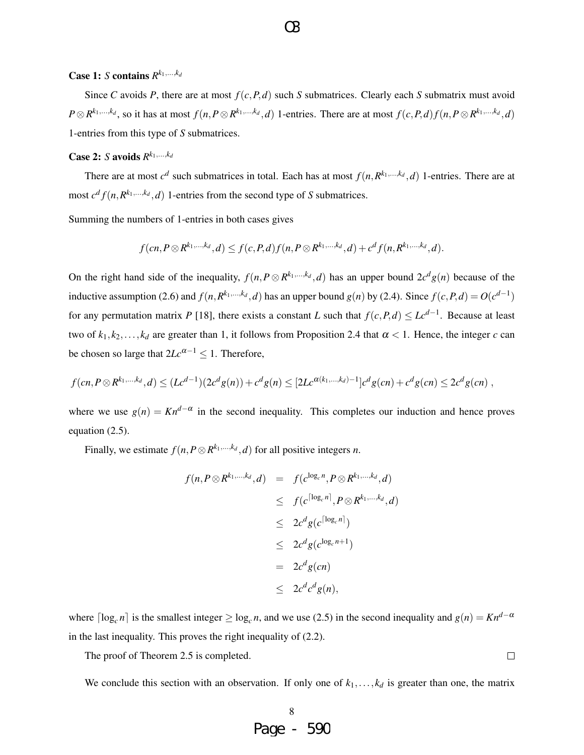**Case 1:** $S$ **contains** $R^{k_1,\ldots,k_d}$

Since $C$ avoids $P$, there are at most $f(c,P,d)$ such $S$ submatrices. Clearly each $S$ submatrix must avoid $P \otimes R^{k_1,\ldots,k_d}$, so it has at most $f(n, P \otimes R^{k_1,\ldots,k_d}, d)$ 1-entries. There are at most $f(c,P,d) f(n, P \otimes R^{k_1,\ldots,k_d}, d)$ 1-entries from this type of $S$ submatrices.

**Case 2:** $S$ **avoids** $R^{k_1,\ldots,k_d}$

There are at most $c^d$ such submatrices in total. Each has at most $f(n, R^{k_1,\ldots,k_d}, d)$ 1-entries. There are at most $c^d f(n, R^{k_1,\ldots,k_d}, d)$ 1-entries from the second type of $S$ submatrices.

Summing the numbers of 1-entries in both cases gives

$$f(cn, P \otimes R^{k_1,\ldots,k_d}, d) \leq f(c,P,d) f(n, P \otimes R^{k_1,\ldots,k_d}, d) + c^d f(n, R^{k_1,\ldots,k_d}, d).$$

On the right hand side of the inequality, $f(n, P \otimes R^{k_1,\ldots,k_d}, d)$ has an upper bound $2c^d g(n)$ because of the inductive assumption (2.6) and $f(n, R^{k_1,\ldots,k_d}, d)$ has an upper bound $g(n)$ by (2.4). Since $f(c,P,d) = O(c^{d-1})$ for any permutation matrix $P$ [18], there exists a constant $L$ such that $f(c,P,d) \leq Lc^{d-1}$. Because at least two of $k_1, k_2, \ldots, k_d$ are greater than 1, it follows from Proposition 2.4 that $\alpha < 1$. Hence, the integer $c$ can be chosen so large that $2Lc^{\alpha-1} \leq 1$. Therefore,

$$f(cn, P \otimes R^{k_1,\ldots,k_d}, d) \leq (Lc^{d-1})(2c^d g(n)) + c^d g(n) \leq [2Lc^{\alpha(k_1,\ldots,k_d)-1}] c^d g(cn) + c^d g(cn) \leq 2c^d g(cn) \ ,$$

where we use $g(n) = Kn^{d-\alpha}$ in the second inequality. This completes our induction and hence proves equation (2.5).

Finally, we estimate $f(n, P \otimes R^{k_1,\ldots,k_d}, d)$ for all positive integers $n$.

$$\begin{aligned}
f(n, P \otimes R^{k_1,\ldots,k_d}, d) &= f(c^{\log_c n}, P \otimes R^{k_1,\ldots,k_d}, d) \\
&\leq f(c^{\lceil \log_c n \rceil}, P \otimes R^{k_1,\ldots,k_d}, d) \\
&\leq 2c^d g(c^{\lceil \log_c n \rceil}) \\
&\leq 2c^d g(c^{\log_c n + 1}) \\
&= 2c^d g(cn) \\
&\leq 2c^d c^d g(n),
\end{aligned}$$

where $\lceil \log_c n \rceil$ is the smallest integer $\geq \log_c n$, and we use (2.5) in the second inequality and $g(n) = Kn^{d-\alpha}$ in the last inequality. This proves the right inequality of (2.2).

The proof of Theorem 2.5 is completed. □

We conclude this section with an observation. If only one of $k_1, \ldots, k_d$ is greater than one, the matrix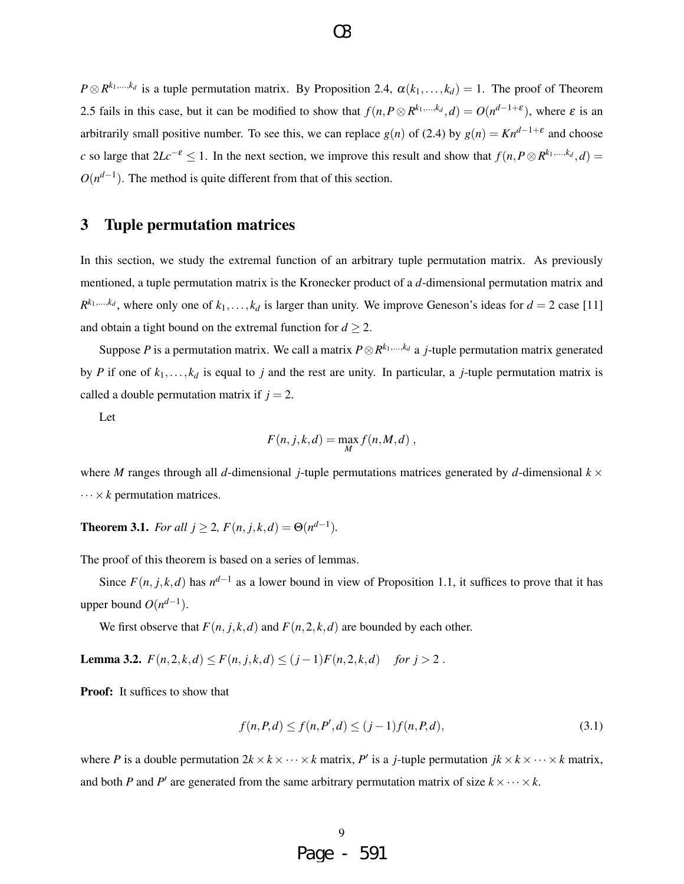$P \otimes R^{k_1,\ldots,k_d}$ is a tuple permutation matrix. By Proposition 2.4, $\alpha(k_1,\ldots,k_d) = 1$. The proof of Theorem 2.5 fails in this case, but it can be modified to show that $f(n, P \otimes R^{k_1,\ldots,k_d}, d) = O(n^{d-1+\varepsilon})$, where $\varepsilon$ is an arbitrarily small positive number. To see this, we can replace $g(n)$ of (2.4) by $g(n) = Kn^{d-1+\varepsilon}$ and choose $c$ so large that $2Lc^{-\varepsilon} \leq 1$. In the next section, we improve this result and show that $f(n, P \otimes R^{k_1,\ldots,k_d}, d) = O(n^{d-1})$. The method is quite different from that of this section.

## 3 Tuple permutation matrices

In this section, we study the extremal function of an arbitrary tuple permutation matrix. As previously mentioned, a tuple permutation matrix is the Kronecker product of a $d$-dimensional permutation matrix and $R^{k_1,\ldots,k_d}$, where only one of $k_1,\ldots,k_d$ is larger than unity. We improve Geneson's ideas for $d = 2$ case [11] and obtain a tight bound on the extremal function for $d \geq 2$.

Suppose $P$ is a permutation matrix. We call a matrix $P \otimes R^{k_1,\ldots,k_d}$ a $j$-tuple permutation matrix generated by $P$ if one of $k_1,\ldots,k_d$ is equal to $j$ and the rest are unity. In particular, a $j$-tuple permutation matrix is called a double permutation matrix if $j = 2$.

Let

$$F(n, j, k, d) = \max_M f(n, M, d) \ ,$$

where $M$ ranges through all $d$-dimensional $j$-tuple permutations matrices generated by $d$-dimensional $k \times \cdots \times k$ permutation matrices.

**Theorem 3.1.** *For all $j \geq 2$, $F(n, j, k, d) = \Theta(n^{d-1})$.*

The proof of this theorem is based on a series of lemmas.

Since $F(n, j, k, d)$ has $n^{d-1}$ as a lower bound in view of Proposition 1.1, it suffices to prove that it has upper bound $O(n^{d-1})$.

We first observe that $F(n, j, k, d)$ and $F(n, 2, k, d)$ are bounded by each other.

**Lemma 3.2.** $F(n, 2, k, d) \leq F(n, j, k, d) \leq (j-1)F(n, 2, k, d)$ *for $j > 2$.*

**Proof:** It suffices to show that

$$f(n, P, d) \leq f(n, P', d) \leq (j-1)f(n, P, d), \tag{3.1}$$

where $P$ is a double permutation $2k \times k \times \cdots \times k$ matrix, $P'$ is a $j$-tuple permutation $jk \times k \times \cdots \times k$ matrix, and both $P$ and $P'$ are generated from the same arbitrary permutation matrix of size $k \times \cdots \times k$.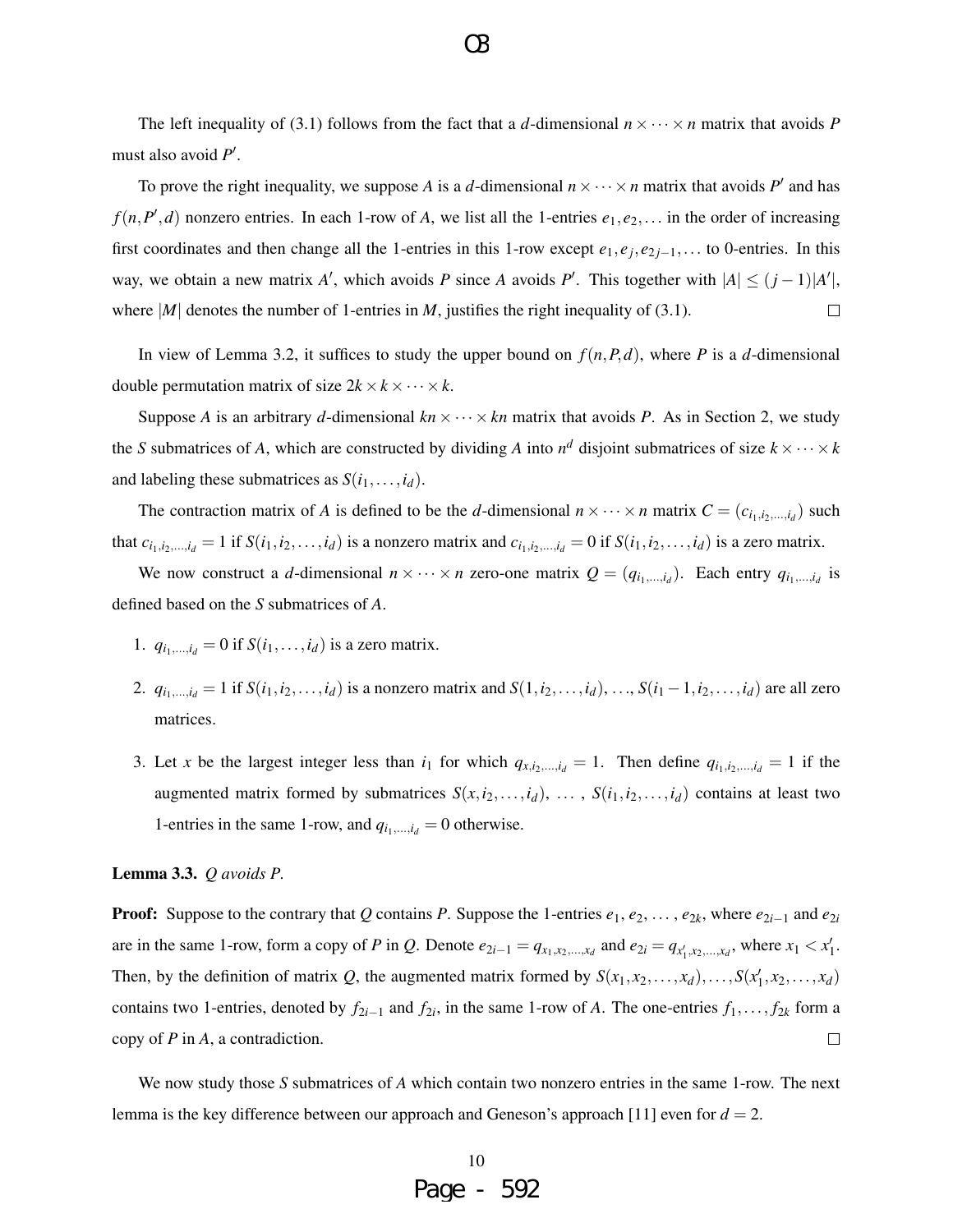The left inequality of (3.1) follows from the fact that a $d$-dimensional $n \times \cdots \times n$ matrix that avoids $P$ must also avoid $P'$.

To prove the right inequality, we suppose $A$ is a $d$-dimensional $n \times \cdots \times n$ matrix that avoids $P'$ and has $f(n, P', d)$ nonzero entries. In each 1-row of $A$, we list all the 1-entries $e_1, e_2, \ldots$ in the order of increasing first coordinates and then change all the 1-entries in this 1-row except $e_1, e_j, e_{2j-1}, \ldots$ to 0-entries. In this way, we obtain a new matrix $A'$, which avoids $P$ since $A$ avoids $P'$. This together with $|A| \le (j-1)|A'|$, where $|M|$ denotes the number of 1-entries in $M$, justifies the right inequality of (3.1). □

In view of Lemma 3.2, it suffices to study the upper bound on $f(n, P, d)$, where $P$ is a $d$-dimensional double permutation matrix of size $2k \times k \times \cdots \times k$.

Suppose $A$ is an arbitrary $d$-dimensional $kn \times \cdots \times kn$ matrix that avoids $P$. As in Section 2, we study the $S$ submatrices of $A$, which are constructed by dividing $A$ into $n^d$ disjoint submatrices of size $k \times \cdots \times k$ and labeling these submatrices as $S(i_1, \ldots, i_d)$.

The contraction matrix of $A$ is defined to be the $d$-dimensional $n \times \cdots \times n$ matrix $C = (c_{i_1, i_2, \ldots, i_d})$ such that $c_{i_1, i_2, \ldots, i_d} = 1$ if $S(i_1, i_2, \ldots, i_d)$ is a nonzero matrix and $c_{i_1, i_2, \ldots, i_d} = 0$ if $S(i_1, i_2, \ldots, i_d)$ is a zero matrix.

We now construct a $d$-dimensional $n \times \cdots \times n$ zero-one matrix $Q = (q_{i_1, \ldots, i_d})$. Each entry $q_{i_1, \ldots, i_d}$ is defined based on the $S$ submatrices of $A$.

1. $q_{i_1, \ldots, i_d} = 0$ if $S(i_1, \ldots, i_d)$ is a zero matrix.

2. $q_{i_1, \ldots, i_d} = 1$ if $S(i_1, i_2, \ldots, i_d)$ is a nonzero matrix and $S(1, i_2, \ldots, i_d)$, ..., $S(i_1 - 1, i_2, \ldots, i_d)$ are all zero matrices.

3. Let $x$ be the largest integer less than $i_1$ for which $q_{x, i_2, \ldots, i_d} = 1$. Then define $q_{i_1, i_2, \ldots, i_d} = 1$ if the augmented matrix formed by submatrices $S(x, i_2, \ldots, i_d)$, ... , $S(i_1, i_2, \ldots, i_d)$ contains at least two 1-entries in the same 1-row, and $q_{i_1, \ldots, i_d} = 0$ otherwise.

**Lemma 3.3.** *$Q$ avoids $P$.*

**Proof:** Suppose to the contrary that $Q$ contains $P$. Suppose the 1-entries $e_1, e_2, \ldots, e_{2k}$, where $e_{2i-1}$ and $e_{2i}$ are in the same 1-row, form a copy of $P$ in $Q$. Denote $e_{2i-1} = q_{x_1, x_2, \ldots, x_d}$ and $e_{2i} = q_{x_1', x_2, \ldots, x_d}$, where $x_1 < x_1'$. Then, by the definition of matrix $Q$, the augmented matrix formed by $S(x_1, x_2, \ldots, x_d), \ldots, S(x_1', x_2, \ldots, x_d)$ contains two 1-entries, denoted by $f_{2i-1}$ and $f_{2i}$, in the same 1-row of $A$. The one-entries $f_1, \ldots, f_{2k}$ form a copy of $P$ in $A$, a contradiction. □

We now study those $S$ submatrices of $A$ which contain two nonzero entries in the same 1-row. The next lemma is the key difference between our approach and Geneson's approach [11] even for $d = 2$.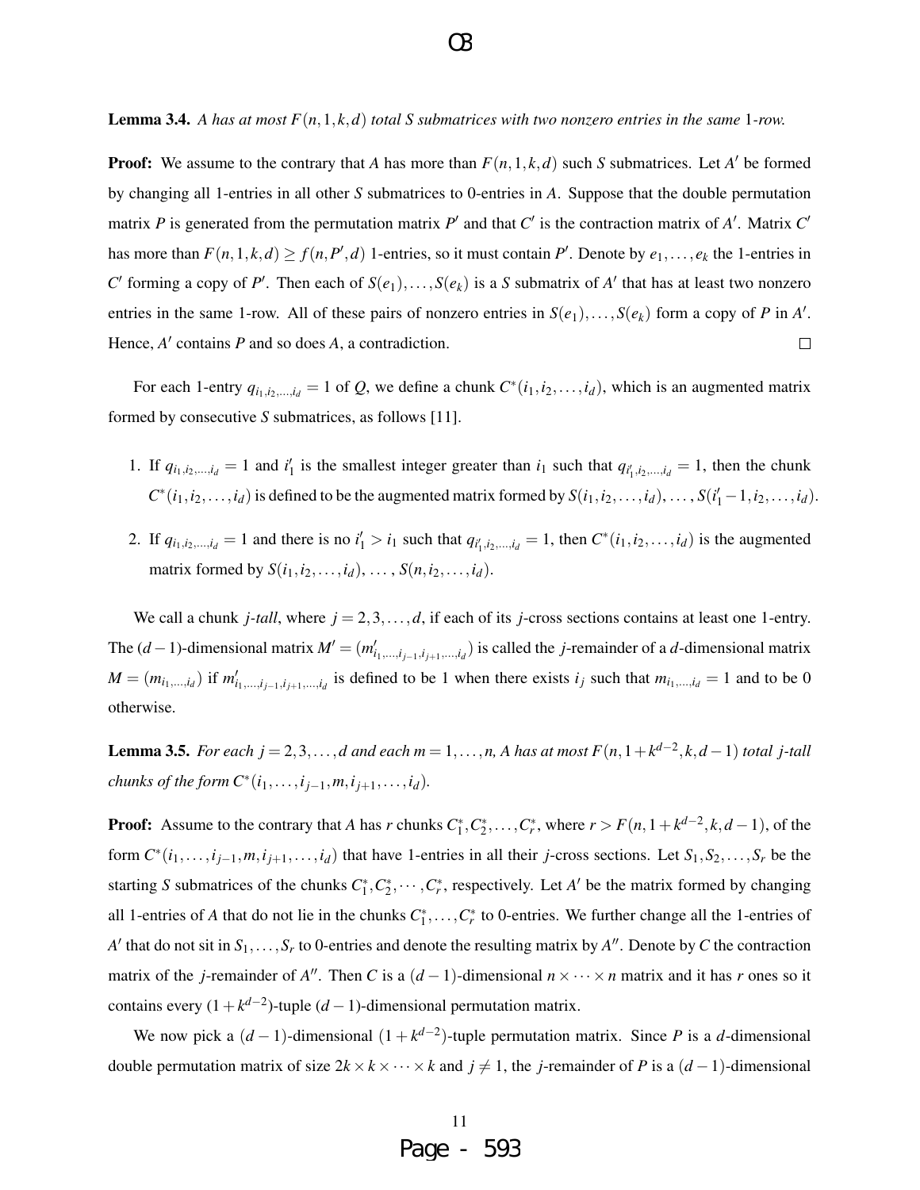**Lemma 3.4.** *A has at most $F(n,1,k,d)$ total S submatrices with two nonzero entries in the same 1-row.*

**Proof:** We assume to the contrary that $A$ has more than $F(n,1,k,d)$ such $S$ submatrices. Let $A'$ be formed by changing all 1-entries in all other $S$ submatrices to 0-entries in $A$. Suppose that the double permutation matrix $P$ is generated from the permutation matrix $P'$ and that $C'$ is the contraction matrix of $A'$. Matrix $C'$ has more than $F(n,1,k,d) \geq f(n,P',d)$ 1-entries, so it must contain $P'$. Denote by $e_1,\ldots,e_k$ the 1-entries in $C'$ forming a copy of $P'$. Then each of $S(e_1),\ldots,S(e_k)$ is a $S$ submatrix of $A'$ that has at least two nonzero entries in the same 1-row. All of these pairs of nonzero entries in $S(e_1),\ldots,S(e_k)$ form a copy of $P$ in $A'$. Hence, $A'$ contains $P$ and so does $A$, a contradiction. □

For each 1-entry $q_{i_1,i_2,\ldots,i_d} = 1$ of $Q$, we define a chunk $C^*(i_1,i_2,\ldots,i_d)$, which is an augmented matrix formed by consecutive $S$ submatrices, as follows [11].

1. If $q_{i_1,i_2,\ldots,i_d} = 1$ and $i'_1$ is the smallest integer greater than $i_1$ such that $q_{i'_1,i_2,\ldots,i_d} = 1$, then the chunk $C^*(i_1,i_2,\ldots,i_d)$ is defined to be the augmented matrix formed by $S(i_1,i_2,\ldots,i_d),\ldots,S(i'_1-1,i_2,\ldots,i_d)$.
2. If $q_{i_1,i_2,\ldots,i_d} = 1$ and there is no $i'_1 > i_1$ such that $q_{i'_1,i_2,\ldots,i_d} = 1$, then $C^*(i_1,i_2,\ldots,i_d)$ is the augmented matrix formed by $S(i_1,i_2,\ldots,i_d)$, $\ldots$, $S(n,i_2,\ldots,i_d)$.

We call a chunk *j-tall*, where $j = 2,3,\ldots,d$, if each of its $j$-cross sections contains at least one 1-entry. The $(d-1)$-dimensional matrix $M' = (m'_{i_1,\ldots,i_{j-1},i_{j+1},\ldots,i_d})$ is called the $j$-remainder of a $d$-dimensional matrix $M = (m_{i_1,\ldots,i_d})$ if $m'_{i_1,\ldots,i_{j-1},i_{j+1},\ldots,i_d}$ is defined to be 1 when there exists $i_j$ such that $m_{i_1,\ldots,i_d} = 1$ and to be 0 otherwise.

**Lemma 3.5.** *For each $j = 2,3,\ldots,d$ and each $m = 1,\ldots,n$, A has at most $F(n,1+k^{d-2},k,d-1)$ total j-tall chunks of the form $C^*(i_1,\ldots,i_{j-1},m,i_{j+1},\ldots,i_d)$.*

**Proof:** Assume to the contrary that $A$ has $r$ chunks $C_1^*,C_2^*,\ldots,C_r^*$, where $r > F(n,1+k^{d-2},k,d-1)$, of the form $C^*(i_1,\ldots,i_{j-1},m,i_{j+1},\ldots,i_d)$ that have 1-entries in all their $j$-cross sections. Let $S_1,S_2,\ldots,S_r$ be the starting $S$ submatrices of the chunks $C_1^*,C_2^*,\cdots,C_r^*$, respectively. Let $A'$ be the matrix formed by changing all 1-entries of $A$ that do not lie in the chunks $C_1^*,\ldots,C_r^*$ to 0-entries. We further change all the 1-entries of $A'$ that do not sit in $S_1,\ldots,S_r$ to 0-entries and denote the resulting matrix by $A''$. Denote by $C$ the contraction matrix of the $j$-remainder of $A''$. Then $C$ is a $(d-1)$-dimensional $n\times\cdots\times n$ matrix and it has $r$ ones so it contains every $(1+k^{d-2})$-tuple $(d-1)$-dimensional permutation matrix.

We now pick a $(d-1)$-dimensional $(1+k^{d-2})$-tuple permutation matrix. Since $P$ is a $d$-dimensional double permutation matrix of size $2k\times k\times\cdots\times k$ and $j\neq 1$, the $j$-remainder of $P$ is a $(d-1)$-dimensional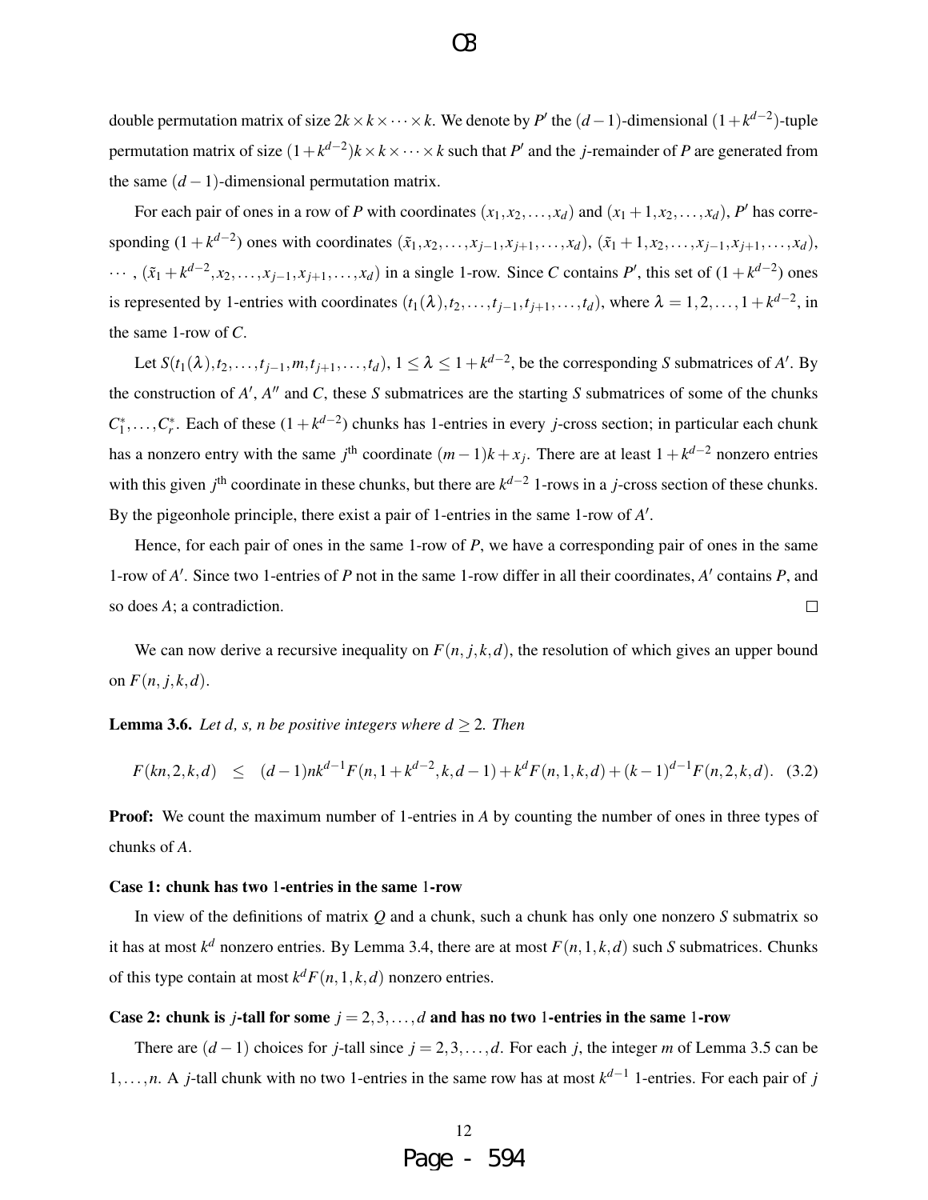double permutation matrix of size $2k \times k \times \cdots \times k$. We denote by $P'$ the $(d-1)$-dimensional $(1+k^{d-2})$-tuple permutation matrix of size $(1+k^{d-2})k \times k \times \cdots \times k$ such that $P'$ and the $j$-remainder of $P$ are generated from the same $(d-1)$-dimensional permutation matrix.

For each pair of ones in a row of $P$ with coordinates $(x_1, x_2, \ldots, x_d)$ and $(x_1+1, x_2, \ldots, x_d)$, $P'$ has corresponding $(1+k^{d-2})$ ones with coordinates $(\tilde{x}_1, x_2, \ldots, x_{j-1}, x_{j+1}, \ldots, x_d)$, $(\tilde{x}_1+1, x_2, \ldots, x_{j-1}, x_{j+1}, \ldots, x_d)$, $\cdots$, $(\tilde{x}_1+k^{d-2}, x_2, \ldots, x_{j-1}, x_{j+1}, \ldots, x_d)$ in a single 1-row. Since $C$ contains $P'$, this set of $(1+k^{d-2})$ ones is represented by 1-entries with coordinates $(t_1(\lambda), t_2, \ldots, t_{j-1}, t_{j+1}, \ldots, t_d)$, where $\lambda = 1, 2, \ldots, 1+k^{d-2}$, in the same 1-row of $C$.

Let $S(t_1(\lambda), t_2, \ldots, t_{j-1}, m, t_{j+1}, \ldots, t_d)$, $1 \le \lambda \le 1+k^{d-2}$, be the corresponding $S$ submatrices of $A'$. By the construction of $A'$, $A''$ and $C$, these $S$ submatrices are the starting $S$ submatrices of some of the chunks $C_1^*, \ldots, C_r^*$. Each of these $(1+k^{d-2})$ chunks has 1-entries in every $j$-cross section; in particular each chunk has a nonzero entry with the same $j^{\text{th}}$ coordinate $(m-1)k+x_j$. There are at least $1+k^{d-2}$ nonzero entries with this given $j^{\text{th}}$ coordinate in these chunks, but there are $k^{d-2}$ 1-rows in a $j$-cross section of these chunks. By the pigeonhole principle, there exist a pair of 1-entries in the same 1-row of $A'$.

Hence, for each pair of ones in the same 1-row of $P$, we have a corresponding pair of ones in the same 1-row of $A'$. Since two 1-entries of $P$ not in the same 1-row differ in all their coordinates, $A'$ contains $P$, and so does $A$; a contradiction. □

We can now derive a recursive inequality on $F(n, j, k, d)$, the resolution of which gives an upper bound on $F(n, j, k, d)$.

**Lemma 3.6.** *Let $d$, $s$, $n$ be positive integers where $d \ge 2$. Then*

$$F(kn, 2, k, d) \quad \le \quad (d-1)nk^{d-1}F(n, 1+k^{d-2}, k, d-1) + k^d F(n, 1, k, d) + (k-1)^{d-1}F(n, 2, k, d). \quad (3.2)$$

**Proof:** We count the maximum number of 1-entries in $A$ by counting the number of ones in three types of chunks of $A$.

**Case 1: chunk has two 1-entries in the same 1-row**

In view of the definitions of matrix $Q$ and a chunk, such a chunk has only one nonzero $S$ submatrix so it has at most $k^d$ nonzero entries. By Lemma 3.4, there are at most $F(n, 1, k, d)$ such $S$ submatrices. Chunks of this type contain at most $k^d F(n, 1, k, d)$ nonzero entries.

**Case 2: chunk is $j$-tall for some $j = 2, 3, \ldots, d$ and has no two 1-entries in the same 1-row**

There are $(d-1)$ choices for $j$-tall since $j = 2, 3, \ldots, d$. For each $j$, the integer $m$ of Lemma 3.5 can be $1, \ldots, n$. A $j$-tall chunk with no two 1-entries in the same row has at most $k^{d-1}$ 1-entries. For each pair of $j$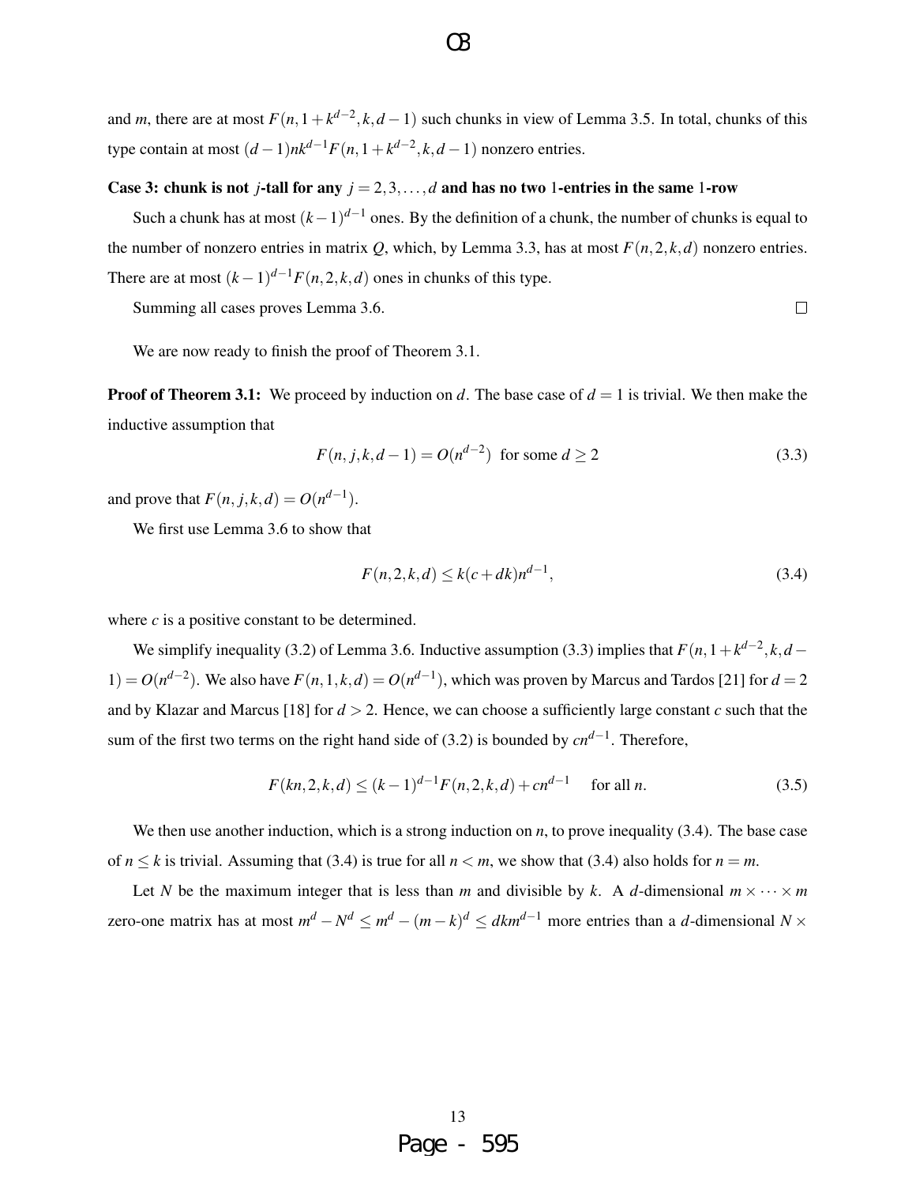and $m$, there are at most $F(n, 1+k^{d-2}, k, d-1)$ such chunks in view of Lemma 3.5. In total, chunks of this type contain at most $(d-1)nk^{d-1}F(n, 1+k^{d-2}, k, d-1)$ nonzero entries.

**Case 3: chunk is not $j$-tall for any $j = 2, 3, \ldots, d$ and has no two 1-entries in the same 1-row**

Such a chunk has at most $(k-1)^{d-1}$ ones. By the definition of a chunk, the number of chunks is equal to the number of nonzero entries in matrix $Q$, which, by Lemma 3.3, has at most $F(n, 2, k, d)$ nonzero entries. There are at most $(k-1)^{d-1}F(n, 2, k, d)$ ones in chunks of this type.

Summing all cases proves Lemma 3.6. □

We are now ready to finish the proof of Theorem 3.1.

**Proof of Theorem 3.1:** We proceed by induction on $d$. The base case of $d = 1$ is trivial. We then make the inductive assumption that

$$F(n, j, k, d-1) = O(n^{d-2}) \text{ for some } d \geq 2 \tag{3.3}$$

and prove that $F(n, j, k, d) = O(n^{d-1})$.

We first use Lemma 3.6 to show that

$$F(n, 2, k, d) \leq k(c + dk)n^{d-1}, \tag{3.4}$$

where $c$ is a positive constant to be determined.

We simplify inequality (3.2) of Lemma 3.6. Inductive assumption (3.3) implies that $F(n, 1+k^{d-2}, k, d-1) = O(n^{d-2})$. We also have $F(n, 1, k, d) = O(n^{d-1})$, which was proven by Marcus and Tardos [21] for $d = 2$ and by Klazar and Marcus [18] for $d > 2$. Hence, we can choose a sufficiently large constant $c$ such that the sum of the first two terms on the right hand side of (3.2) is bounded by $cn^{d-1}$. Therefore,

$$F(kn, 2, k, d) \leq (k-1)^{d-1}F(n, 2, k, d) + cn^{d-1} \quad \text{ for all } n. \tag{3.5}$$

We then use another induction, which is a strong induction on $n$, to prove inequality (3.4). The base case of $n \leq k$ is trivial. Assuming that (3.4) is true for all $n < m$, we show that (3.4) also holds for $n = m$.

Let $N$ be the maximum integer that is less than $m$ and divisible by $k$. A $d$-dimensional $m \times \cdots \times m$ zero-one matrix has at most $m^d - N^d \leq m^d - (m-k)^d \leq dkm^{d-1}$ more entries than a $d$-dimensional $N \times$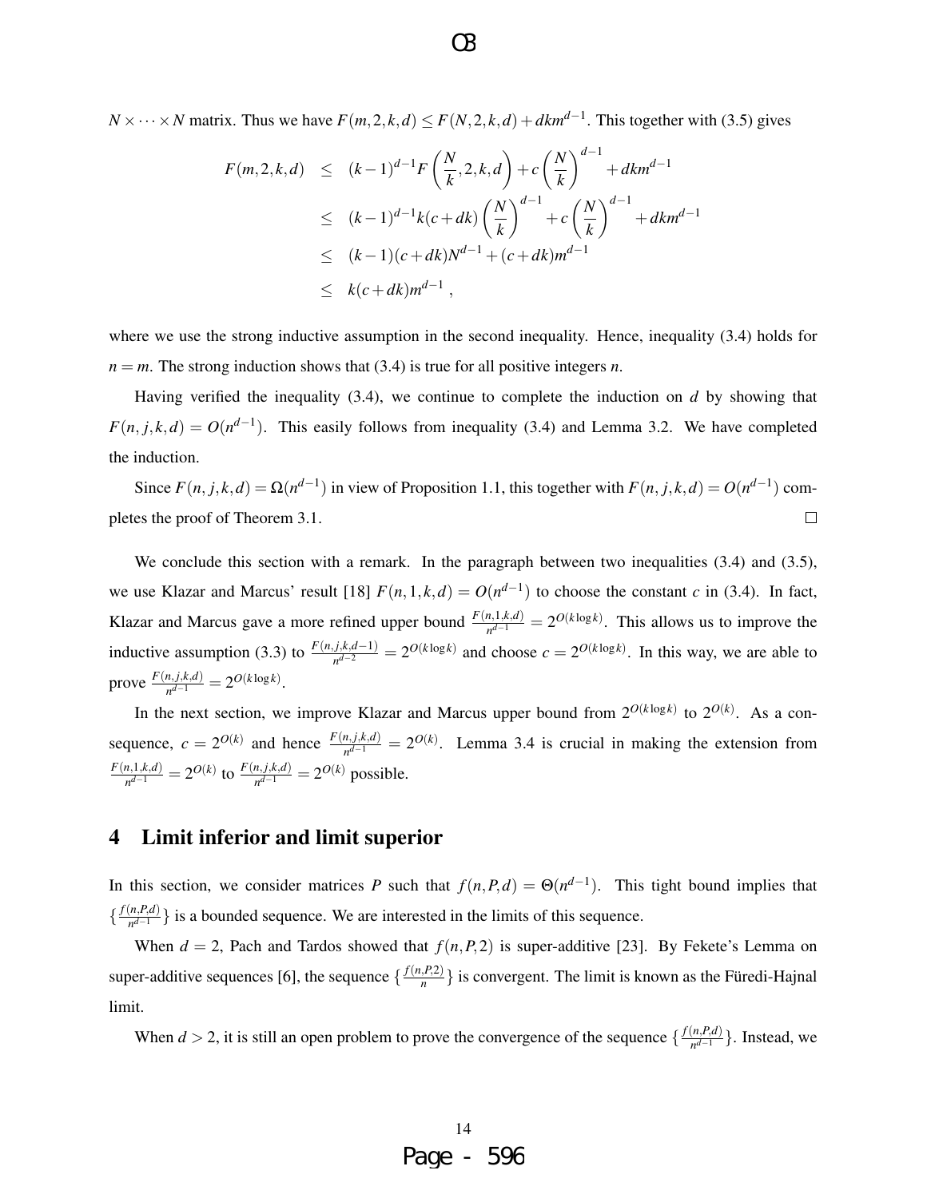$N \times \cdots \times N$ matrix. Thus we have $F(m,2,k,d) \le F(N,2,k,d) + dkm^{d-1}$. This together with (3.5) gives

$$
\begin{aligned}
F(m,2,k,d) &\le (k-1)^{d-1} F\left(\frac{N}{k},2,k,d\right) + c\left(\frac{N}{k}\right)^{d-1} + dkm^{d-1} \\
&\le (k-1)^{d-1} k(c+dk)\left(\frac{N}{k}\right)^{d-1} + c\left(\frac{N}{k}\right)^{d-1} + dkm^{d-1} \\
&\le (k-1)(c+dk)N^{d-1} + (c+dk)m^{d-1} \\
&\le k(c+dk)m^{d-1} ,
\end{aligned}
$$

where we use the strong inductive assumption in the second inequality. Hence, inequality (3.4) holds for $n = m$. The strong induction shows that (3.4) is true for all positive integers $n$.

Having verified the inequality (3.4), we continue to complete the induction on $d$ by showing that $F(n, j, k, d) = O(n^{d-1})$. This easily follows from inequality (3.4) and Lemma 3.2. We have completed the induction.

Since $F(n, j, k, d) = \Omega(n^{d-1})$ in view of Proposition 1.1, this together with $F(n, j, k, d) = O(n^{d-1})$ completes the proof of Theorem 3.1. □

We conclude this section with a remark. In the paragraph between two inequalities (3.4) and (3.5), we use Klazar and Marcus' result [18] $F(n,1,k,d) = O(n^{d-1})$ to choose the constant $c$ in (3.4). In fact, Klazar and Marcus gave a more refined upper bound $\frac{F(n,1,k,d)}{n^{d-1}} = 2^{O(k \log k)}$. This allows us to improve the inductive assumption (3.3) to $\frac{F(n,j,k,d-1)}{n^{d-2}} = 2^{O(k \log k)}$ and choose $c = 2^{O(k \log k)}$. In this way, we are able to prove $\frac{F(n,j,k,d)}{n^{d-1}} = 2^{O(k \log k)}$.

In the next section, we improve Klazar and Marcus upper bound from $2^{O(k \log k)}$ to $2^{O(k)}$. As a consequence, $c = 2^{O(k)}$ and hence $\frac{F(n,j,k,d)}{n^{d-1}} = 2^{O(k)}$. Lemma 3.4 is crucial in making the extension from $\frac{F(n,1,k,d)}{n^{d-1}} = 2^{O(k)}$ to $\frac{F(n,j,k,d)}{n^{d-1}} = 2^{O(k)}$ possible.

## 4 Limit inferior and limit superior

In this section, we consider matrices $P$ such that $f(n,P,d) = \Theta(n^{d-1})$. This tight bound implies that $\{\frac{f(n,P,d)}{n^{d-1}}\}$ is a bounded sequence. We are interested in the limits of this sequence.

When $d = 2$, Pach and Tardos showed that $f(n,P,2)$ is super-additive [23]. By Fekete's Lemma on super-additive sequences [6], the sequence $\{\frac{f(n,P,2)}{n}\}$ is convergent. The limit is known as the Füredi-Hajnal limit.

When $d > 2$, it is still an open problem to prove the convergence of the sequence $\{\frac{f(n,P,d)}{n^{d-1}}\}$. Instead, we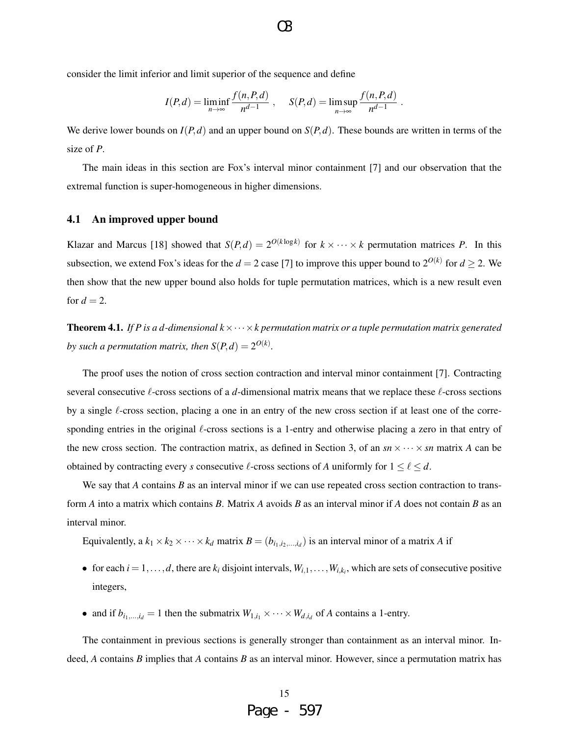consider the limit inferior and limit superior of the sequence and define

$$I(P,d) = \liminf_{n\to\infty} \frac{f(n,P,d)}{n^{d-1}}\ , \quad S(P,d) = \limsup_{n\to\infty} \frac{f(n,P,d)}{n^{d-1}}\ .$$

We derive lower bounds on $I(P,d)$ and an upper bound on $S(P,d)$. These bounds are written in terms of the size of $P$.

The main ideas in this section are Fox's interval minor containment [7] and our observation that the extremal function is super-homogeneous in higher dimensions.

### 4.1 An improved upper bound

Klazar and Marcus [18] showed that $S(P,d) = 2^{O(k\log k)}$ for $k\times\cdots\times k$ permutation matrices $P$. In this subsection, we extend Fox's ideas for the $d=2$ case [7] to improve this upper bound to $2^{O(k)}$ for $d \geq 2$. We then show that the new upper bound also holds for tuple permutation matrices, which is a new result even for $d=2$.

**Theorem 4.1.** *If $P$ is a $d$-dimensional $k\times\cdots\times k$ permutation matrix or a tuple permutation matrix generated by such a permutation matrix, then $S(P,d) = 2^{O(k)}$.*

The proof uses the notion of cross section contraction and interval minor containment [7]. Contracting several consecutive $\ell$-cross sections of a $d$-dimensional matrix means that we replace these $\ell$-cross sections by a single $\ell$-cross section, placing a one in an entry of the new cross section if at least one of the corresponding entries in the original $\ell$-cross sections is a 1-entry and otherwise placing a zero in that entry of the new cross section. The contraction matrix, as defined in Section 3, of an $sn\times\cdots\times sn$ matrix $A$ can be obtained by contracting every $s$ consecutive $\ell$-cross sections of $A$ uniformly for $1\leq \ell\leq d$.

We say that $A$ contains $B$ as an interval minor if we can use repeated cross section contraction to transform $A$ into a matrix which contains $B$. Matrix $A$ avoids $B$ as an interval minor if $A$ does not contain $B$ as an interval minor.

Equivalently, a $k_1\times k_2\times\cdots\times k_d$ matrix $B = (b_{i_1,i_2,\ldots,i_d})$ is an interval minor of a matrix $A$ if

- for each $i = 1,\ldots,d$, there are $k_i$ disjoint intervals, $W_{i,1},\ldots,W_{i,k_i}$, which are sets of consecutive positive integers,
- and if $b_{i_1,\ldots,i_d} = 1$ then the submatrix $W_{1,i_1}\times\cdots\times W_{d,i_d}$ of $A$ contains a 1-entry.

The containment in previous sections is generally stronger than containment as an interval minor. Indeed, $A$ contains $B$ implies that $A$ contains $B$ as an interval minor. However, since a permutation matrix has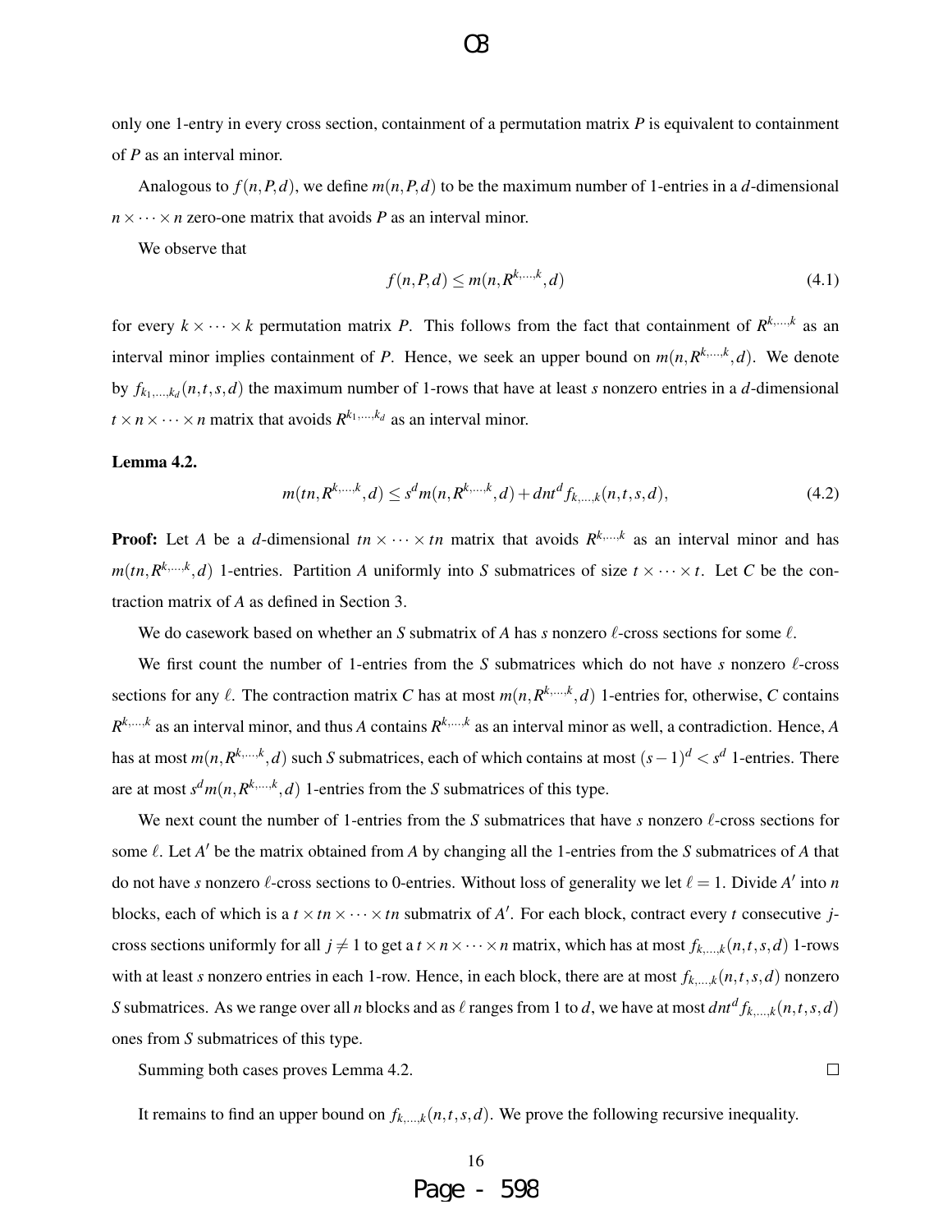only one 1-entry in every cross section, containment of a permutation matrix $P$ is equivalent to containment of $P$ as an interval minor.

Analogous to $f(n,P,d)$, we define $m(n,P,d)$ to be the maximum number of 1-entries in a $d$-dimensional $n\times\cdots\times n$ zero-one matrix that avoids $P$ as an interval minor.

We observe that

$$f(n,P,d) \le m(n,R^{k,\dots,k},d) \tag{4.1}$$

for every $k\times\cdots\times k$ permutation matrix $P$. This follows from the fact that containment of $R^{k,\dots,k}$ as an interval minor implies containment of $P$. Hence, we seek an upper bound on $m(n,R^{k,\dots,k},d)$. We denote by $f_{k_1,\dots,k_d}(n,t,s,d)$ the maximum number of 1-rows that have at least $s$ nonzero entries in a $d$-dimensional $t\times n\times\cdots\times n$ matrix that avoids $R^{k_1,\dots,k_d}$ as an interval minor.

**Lemma 4.2.**

$$m(tn,R^{k,\dots,k},d) \le s^d m(n,R^{k,\dots,k},d) + dnt^d f_{k,\dots,k}(n,t,s,d), \tag{4.2}$$

**Proof:** Let $A$ be a $d$-dimensional $tn\times\cdots\times tn$ matrix that avoids $R^{k,\dots,k}$ as an interval minor and has $m(tn,R^{k,\dots,k},d)$ 1-entries. Partition $A$ uniformly into $S$ submatrices of size $t\times\cdots\times t$. Let $C$ be the contraction matrix of $A$ as defined in Section 3.

We do casework based on whether an $S$ submatrix of $A$ has $s$ nonzero $\ell$-cross sections for some $\ell$.

We first count the number of 1-entries from the $S$ submatrices which do not have $s$ nonzero $\ell$-cross sections for any $\ell$. The contraction matrix $C$ has at most $m(n,R^{k,\dots,k},d)$ 1-entries for, otherwise, $C$ contains $R^{k,\dots,k}$ as an interval minor, and thus $A$ contains $R^{k,\dots,k}$ as an interval minor as well, a contradiction. Hence, $A$ has at most $m(n,R^{k,\dots,k},d)$ such $S$ submatrices, each of which contains at most $(s-1)^d < s^d$ 1-entries. There are at most $s^d m(n,R^{k,\dots,k},d)$ 1-entries from the $S$ submatrices of this type.

We next count the number of 1-entries from the $S$ submatrices that have $s$ nonzero $\ell$-cross sections for some $\ell$. Let $A'$ be the matrix obtained from $A$ by changing all the 1-entries from the $S$ submatrices of $A$ that do not have $s$ nonzero $\ell$-cross sections to 0-entries. Without loss of generality we let $\ell = 1$. Divide $A'$ into $n$ blocks, each of which is a $t\times tn\times\cdots\times tn$ submatrix of $A'$. For each block, contract every $t$ consecutive $j$-cross sections uniformly for all $j\neq 1$ to get a $t\times n\times\cdots\times n$ matrix, which has at most $f_{k,\dots,k}(n,t,s,d)$ 1-rows with at least $s$ nonzero entries in each 1-row. Hence, in each block, there are at most $f_{k,\dots,k}(n,t,s,d)$ nonzero $S$ submatrices. As we range over all $n$ blocks and as $\ell$ ranges from 1 to $d$, we have at most $dnt^d f_{k,\dots,k}(n,t,s,d)$ ones from $S$ submatrices of this type.

Summing both cases proves Lemma 4.2. □

It remains to find an upper bound on $f_{k,\dots,k}(n,t,s,d)$. We prove the following recursive inequality.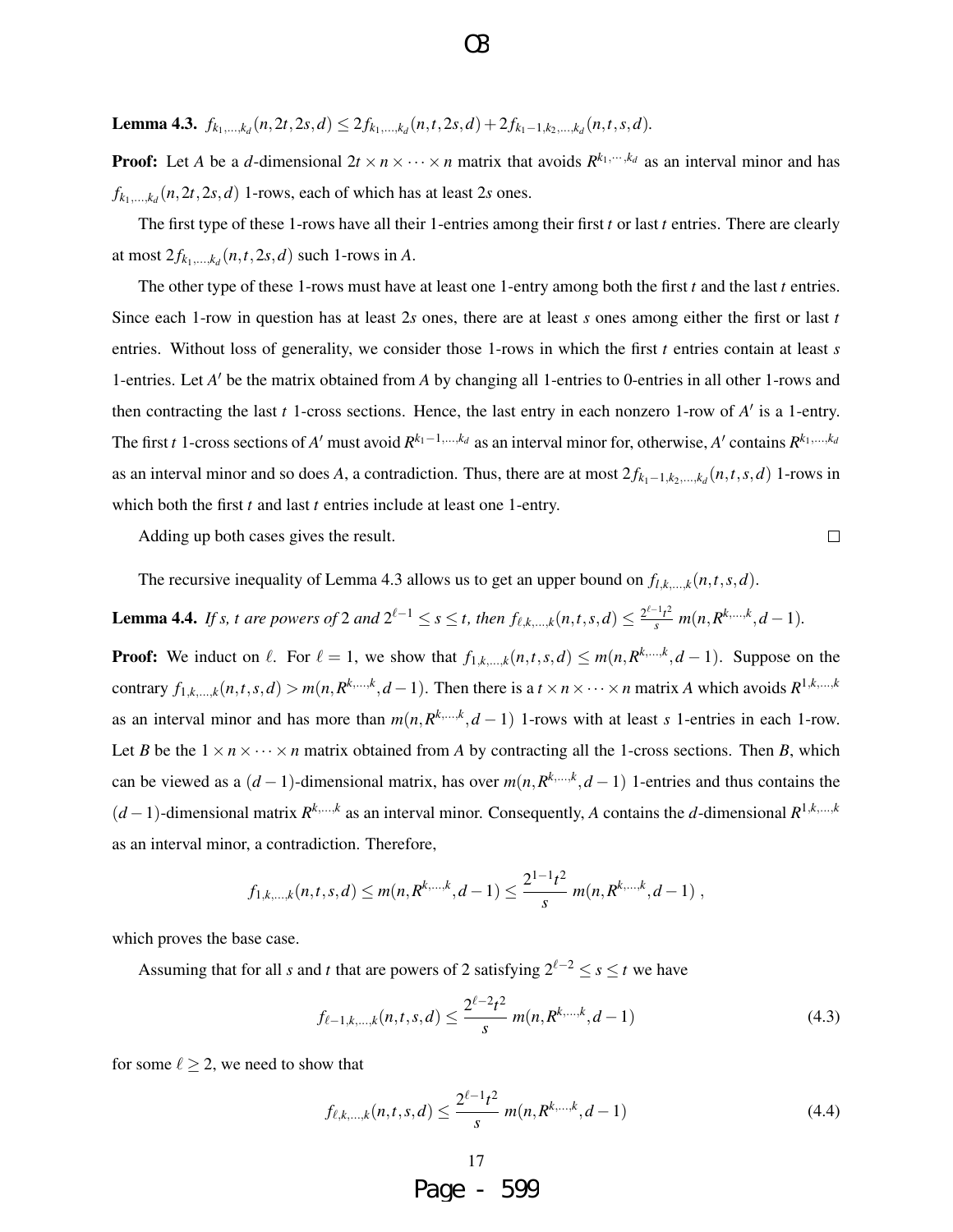**Lemma 4.3.** $f_{k_1,\ldots,k_d}(n,2t,2s,d) \le 2f_{k_1,\ldots,k_d}(n,t,2s,d) + 2f_{k_1-1,k_2,\ldots,k_d}(n,t,s,d)$.

**Proof:** Let $A$ be a $d$-dimensional $2t \times n \times \cdots \times n$ matrix that avoids $R^{k_1,\cdots,k_d}$ as an interval minor and has $f_{k_1,\ldots,k_d}(n,2t,2s,d)$ 1-rows, each of which has at least $2s$ ones.

The first type of these 1-rows have all their 1-entries among their first $t$ or last $t$ entries. There are clearly at most $2f_{k_1,\ldots,k_d}(n,t,2s,d)$ such 1-rows in $A$.

The other type of these 1-rows must have at least one 1-entry among both the first $t$ and the last $t$ entries. Since each 1-row in question has at least $2s$ ones, there are at least $s$ ones among either the first or last $t$ entries. Without loss of generality, we consider those 1-rows in which the first $t$ entries contain at least $s$ 1-entries. Let $A'$ be the matrix obtained from $A$ by changing all 1-entries to 0-entries in all other 1-rows and then contracting the last $t$ 1-cross sections. Hence, the last entry in each nonzero 1-row of $A'$ is a 1-entry. The first $t$ 1-cross sections of $A'$ must avoid $R^{k_1-1,\ldots,k_d}$ as an interval minor for, otherwise, $A'$ contains $R^{k_1,\ldots,k_d}$ as an interval minor and so does $A$, a contradiction. Thus, there are at most $2f_{k_1-1,k_2,\ldots,k_d}(n,t,s,d)$ 1-rows in which both the first $t$ and last $t$ entries include at least one 1-entry.

Adding up both cases gives the result. □

The recursive inequality of Lemma 4.3 allows us to get an upper bound on $f_{l,k,\ldots,k}(n,t,s,d)$.

**Lemma 4.4.** *If $s$, $t$ are powers of 2 and $2^{\ell-1} \le s \le t$, then $f_{\ell,k,\ldots,k}(n,t,s,d) \le \frac{2^{\ell-1}t^2}{s}\, m(n,R^{k,\ldots,k},d-1)$.*

**Proof:** We induct on $\ell$. For $\ell = 1$, we show that $f_{1,k,\ldots,k}(n,t,s,d) \le m(n,R^{k,\ldots,k},d-1)$. Suppose on the contrary $f_{1,k,\ldots,k}(n,t,s,d) > m(n,R^{k,\ldots,k},d-1)$. Then there is a $t \times n \times \cdots \times n$ matrix $A$ which avoids $R^{1,k,\ldots,k}$ as an interval minor and has more than $m(n,R^{k,\ldots,k},d-1)$ 1-rows with at least $s$ 1-entries in each 1-row. Let $B$ be the $1 \times n \times \cdots \times n$ matrix obtained from $A$ by contracting all the 1-cross sections. Then $B$, which can be viewed as a $(d-1)$-dimensional matrix, has over $m(n,R^{k,\ldots,k},d-1)$ 1-entries and thus contains the $(d-1)$-dimensional matrix $R^{k,\ldots,k}$ as an interval minor. Consequently, $A$ contains the $d$-dimensional $R^{1,k,\ldots,k}$ as an interval minor, a contradiction. Therefore,

$$f_{1,k,\ldots,k}(n,t,s,d) \le m(n,R^{k,\ldots,k},d-1) \le \frac{2^{1-1}t^2}{s}\, m(n,R^{k,\ldots,k},d-1)\ ,$$

which proves the base case.

Assuming that for all $s$ and $t$ that are powers of 2 satisfying $2^{\ell-2} \le s \le t$ we have

$$f_{\ell-1,k,\ldots,k}(n,t,s,d) \le \frac{2^{\ell-2}t^2}{s}\, m(n,R^{k,\ldots,k},d-1) \tag{4.3}$$

for some $\ell \ge 2$, we need to show that

$$f_{\ell,k,\ldots,k}(n,t,s,d) \le \frac{2^{\ell-1}t^2}{s}\, m(n,R^{k,\ldots,k},d-1) \tag{4.4}$$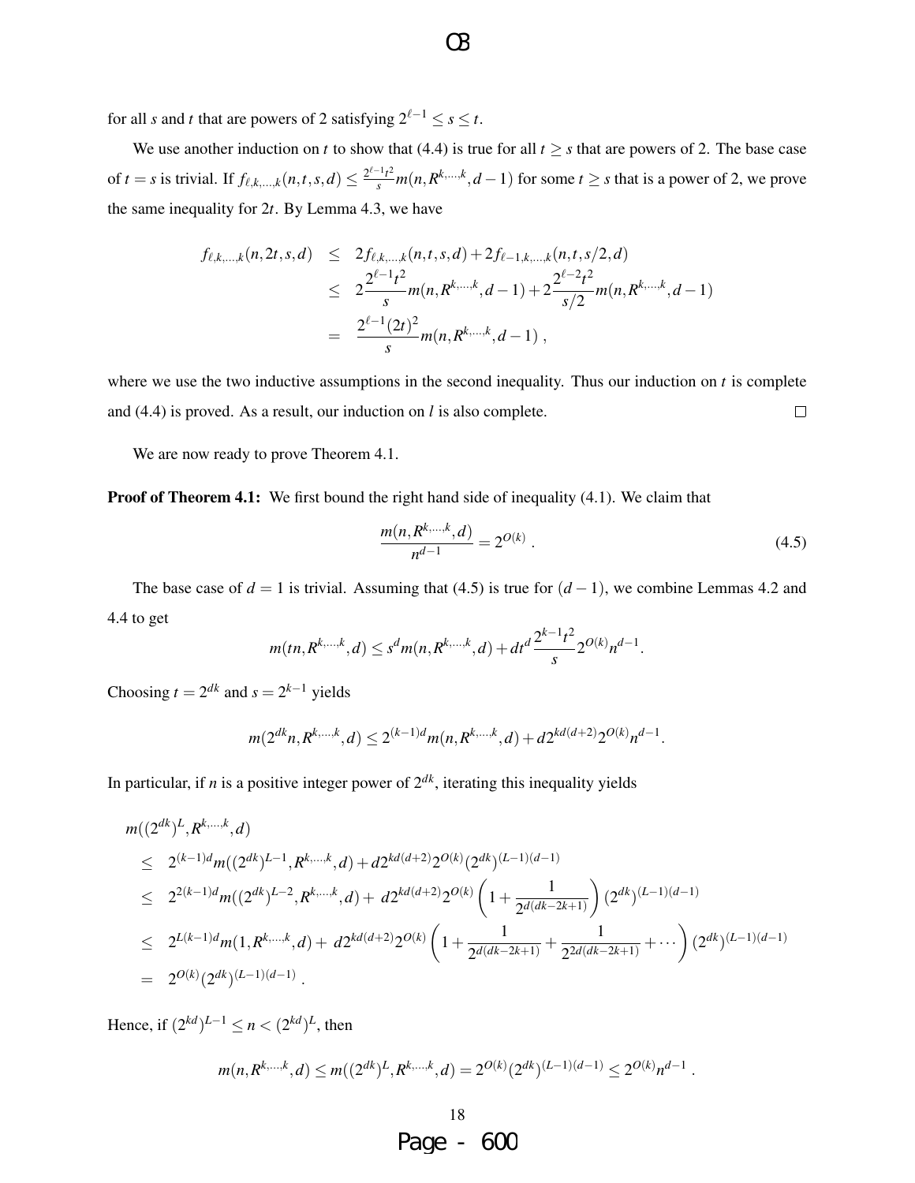for all $s$ and $t$ that are powers of 2 satisfying $2^{\ell-1} \leq s \leq t$.

We use another induction on $t$ to show that (4.4) is true for all $t \geq s$ that are powers of 2. The base case of $t = s$ is trivial. If $f_{\ell,k,\ldots,k}(n,t,s,d) \leq \frac{2^{\ell-1}t^2}{s} m(n, R^{k,\ldots,k}, d-1)$ for some $t \geq s$ that is a power of 2, we prove the same inequality for $2t$. By Lemma 4.3, we have

$$
\begin{aligned}
f_{\ell,k,\ldots,k}(n,2t,s,d) &\leq 2f_{\ell,k,\ldots,k}(n,t,s,d) + 2f_{\ell-1,k,\ldots,k}(n,t,s/2,d) \\
&\leq 2\frac{2^{\ell-1}t^2}{s} m(n,R^{k,\ldots,k},d-1) + 2\frac{2^{\ell-2}t^2}{s/2} m(n,R^{k,\ldots,k},d-1) \\
&= \frac{2^{\ell-1}(2t)^2}{s} m(n,R^{k,\ldots,k},d-1)\ ,
\end{aligned}
$$

where we use the two inductive assumptions in the second inequality. Thus our induction on $t$ is complete and (4.4) is proved. As a result, our induction on $l$ is also complete. □

We are now ready to prove Theorem 4.1.

**Proof of Theorem 4.1:** We first bound the right hand side of inequality (4.1). We claim that

$$
\frac{m(n,R^{k,\ldots,k},d)}{n^{d-1}} = 2^{O(k)}\ . \tag{4.5}
$$

The base case of $d = 1$ is trivial. Assuming that (4.5) is true for $(d-1)$, we combine Lemmas 4.2 and 4.4 to get

$$
m(tn,R^{k,\ldots,k},d) \leq s^d m(n,R^{k,\ldots,k},d) + dt^d \frac{2^{k-1}t^2}{s} 2^{O(k)} n^{d-1}.
$$

Choosing $t = 2^{dk}$ and $s = 2^{k-1}$ yields

$$
m(2^{dk}n,R^{k,\ldots,k},d) \leq 2^{(k-1)d} m(n,R^{k,\ldots,k},d) + d2^{kd(d+2)} 2^{O(k)} n^{d-1}.
$$

In particular, if $n$ is a positive integer power of $2^{dk}$, iterating this inequality yields

$$
\begin{aligned}
&m((2^{dk})^L,R^{k,\ldots,k},d) \\
&\leq 2^{(k-1)d} m((2^{dk})^{L-1},R^{k,\ldots,k},d) + d2^{kd(d+2)} 2^{O(k)} (2^{dk})^{(L-1)(d-1)} \\
&\leq 2^{2(k-1)d} m((2^{dk})^{L-2},R^{k,\ldots,k},d) + d2^{kd(d+2)} 2^{O(k)} \left(1 + \frac{1}{2^{d(dk-2k+1)}}\right) (2^{dk})^{(L-1)(d-1)} \\
&\leq 2^{L(k-1)d} m(1,R^{k,\ldots,k},d) + d2^{kd(d+2)} 2^{O(k)} \left(1 + \frac{1}{2^{d(dk-2k+1)}} + \frac{1}{2^{2d(dk-2k+1)}} + \cdots\right) (2^{dk})^{(L-1)(d-1)} \\
&= 2^{O(k)} (2^{dk})^{(L-1)(d-1)}\ .
\end{aligned}
$$

Hence, if $(2^{kd})^{L-1} \leq n < (2^{kd})^L$, then

$$
m(n,R^{k,\ldots,k},d) \leq m((2^{dk})^L,R^{k,\ldots,k},d) = 2^{O(k)} (2^{dk})^{(L-1)(d-1)} \leq 2^{O(k)} n^{d-1}\ .
$$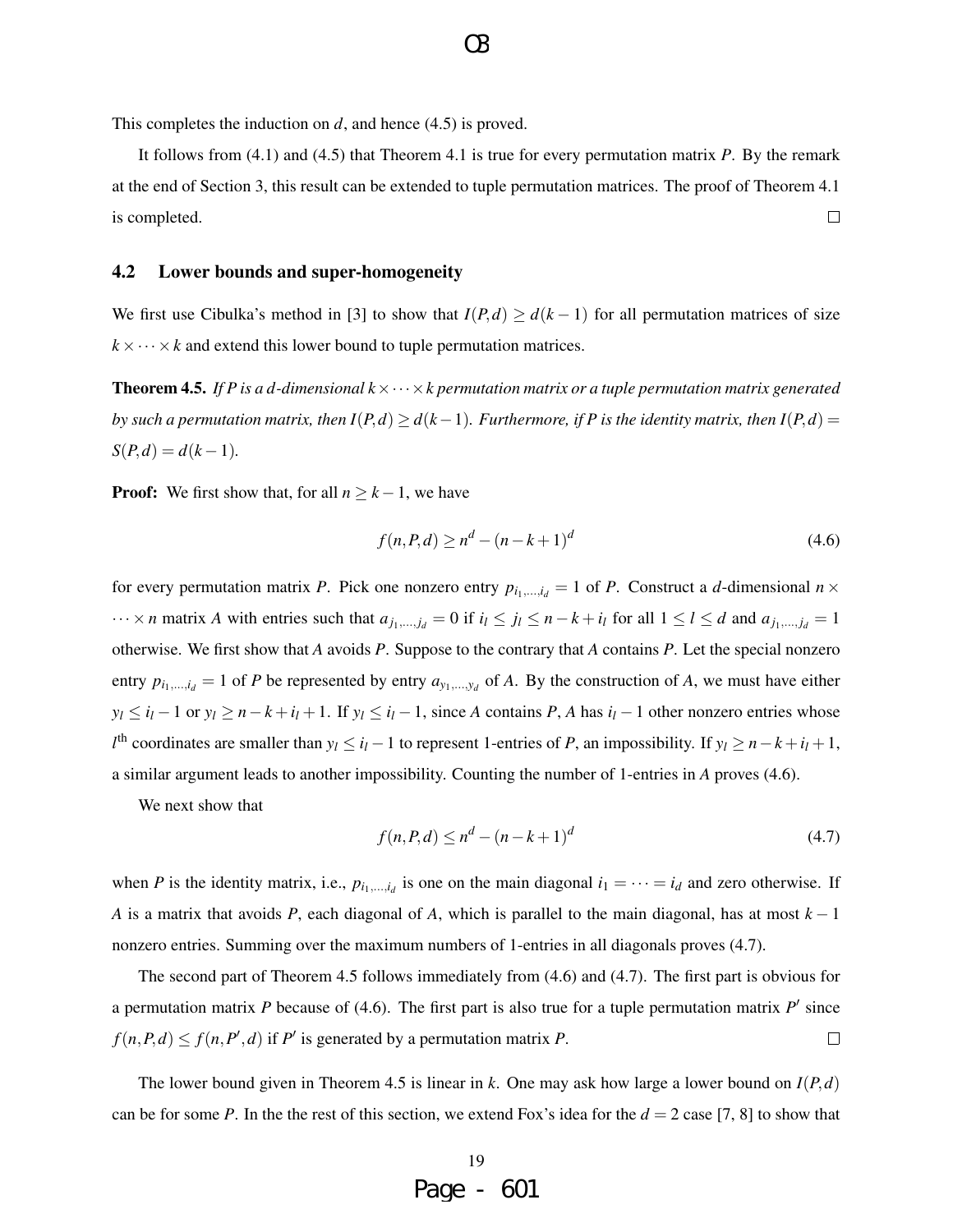This completes the induction on $d$, and hence (4.5) is proved.

It follows from (4.1) and (4.5) that Theorem 4.1 is true for every permutation matrix $P$. By the remark at the end of Section 3, this result can be extended to tuple permutation matrices. The proof of Theorem 4.1 is completed. $\square$

## 4.2 Lower bounds and super-homogeneity

We first use Cibulka's method in [3] to show that $I(P,d) \geq d(k-1)$ for all permutation matrices of size $k \times \cdots \times k$ and extend this lower bound to tuple permutation matrices.

**Theorem 4.5.** *If $P$ is a $d$-dimensional $k \times \cdots \times k$ permutation matrix or a tuple permutation matrix generated by such a permutation matrix, then $I(P,d) \geq d(k-1)$. Furthermore, if $P$ is the identity matrix, then $I(P,d) = S(P,d) = d(k-1)$.*

**Proof:** We first show that, for all $n \geq k-1$, we have

$$f(n,P,d) \geq n^d - (n-k+1)^d \tag{4.6}$$

for every permutation matrix $P$. Pick one nonzero entry $p_{i_1,\ldots,i_d} = 1$ of $P$. Construct a $d$-dimensional $n \times \cdots \times n$ matrix $A$ with entries such that $a_{j_1,\ldots,j_d} = 0$ if $i_l \leq j_l \leq n-k+i_l$ for all $1 \leq l \leq d$ and $a_{j_1,\ldots,j_d} = 1$ otherwise. We first show that $A$ avoids $P$. Suppose to the contrary that $A$ contains $P$. Let the special nonzero entry $p_{i_1,\ldots,i_d} = 1$ of $P$ be represented by entry $a_{y_1,\ldots,y_d}$ of $A$. By the construction of $A$, we must have either $y_l \leq i_l - 1$ or $y_l \geq n-k+i_l+1$. If $y_l \leq i_l - 1$, since $A$ contains $P$, $A$ has $i_l - 1$ other nonzero entries whose $l^{\text{th}}$ coordinates are smaller than $y_l \leq i_l - 1$ to represent 1-entries of $P$, an impossibility. If $y_l \geq n-k+i_l+1$, a similar argument leads to another impossibility. Counting the number of 1-entries in $A$ proves (4.6).

We next show that

$$f(n,P,d) \leq n^d - (n-k+1)^d \tag{4.7}$$

when $P$ is the identity matrix, i.e., $p_{i_1,\ldots,i_d}$ is one on the main diagonal $i_1 = \cdots = i_d$ and zero otherwise. If $A$ is a matrix that avoids $P$, each diagonal of $A$, which is parallel to the main diagonal, has at most $k-1$ nonzero entries. Summing over the maximum numbers of 1-entries in all diagonals proves (4.7).

The second part of Theorem 4.5 follows immediately from (4.6) and (4.7). The first part is obvious for a permutation matrix $P$ because of (4.6). The first part is also true for a tuple permutation matrix $P'$ since $f(n,P,d) \leq f(n,P',d)$ if $P'$ is generated by a permutation matrix $P$. $\square$

The lower bound given in Theorem 4.5 is linear in $k$. One may ask how large a lower bound on $I(P,d)$ can be for some $P$. In the the rest of this section, we extend Fox's idea for the $d = 2$ case [7, 8] to show that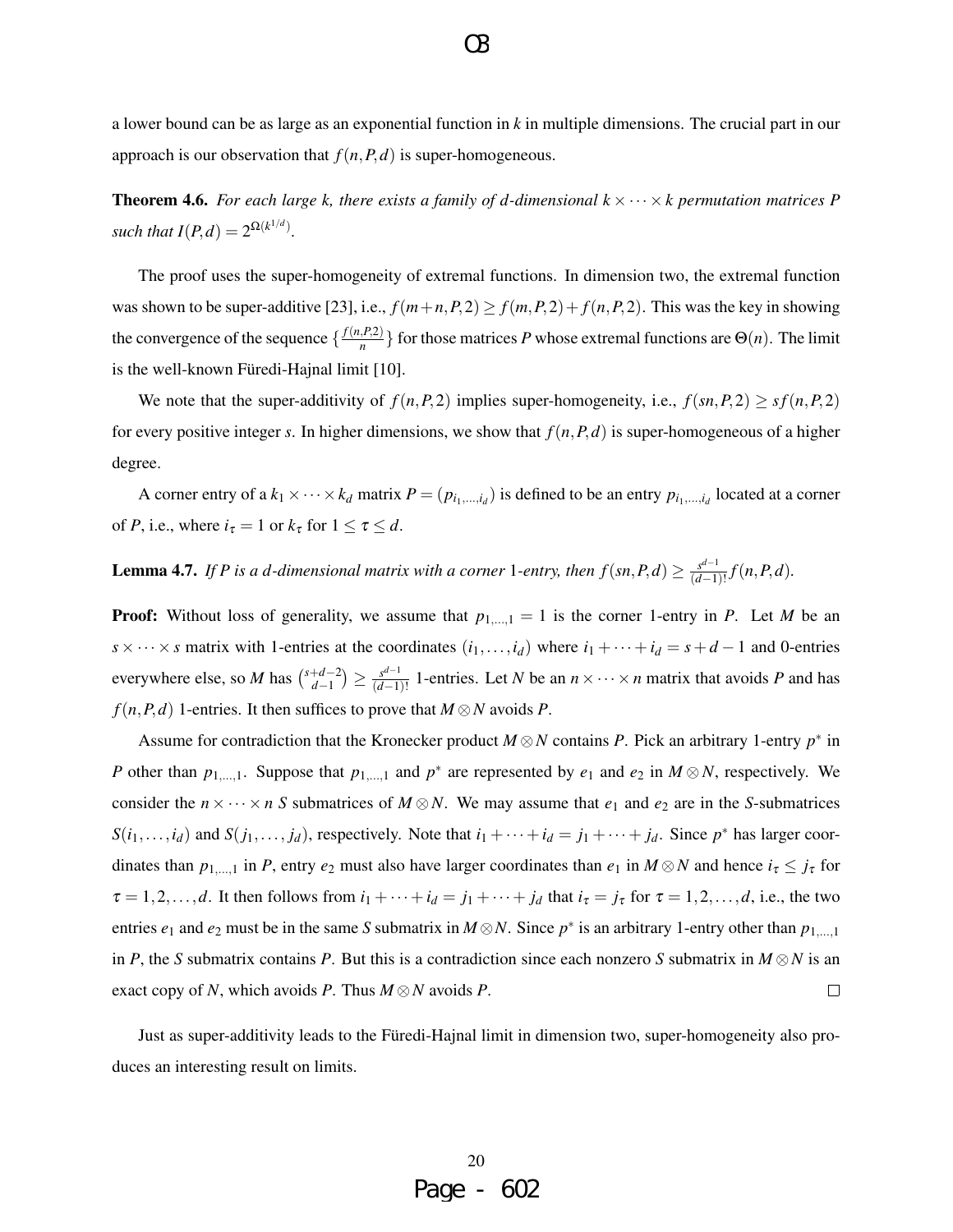a lower bound can be as large as an exponential function in $k$ in multiple dimensions. The crucial part in our approach is our observation that $f(n,P,d)$ is super-homogeneous.

**Theorem 4.6.** *For each large $k$, there exists a family of $d$-dimensional $k \times \cdots \times k$ permutation matrices $P$ such that $I(P,d) = 2^{\Omega(k^{1/d})}$.*

The proof uses the super-homogeneity of extremal functions. In dimension two, the extremal function was shown to be super-additive [23], i.e., $f(m+n,P,2) \geq f(m,P,2) + f(n,P,2)$. This was the key in showing the convergence of the sequence $\{\frac{f(n,P,2)}{n}\}$ for those matrices $P$ whose extremal functions are $\Theta(n)$. The limit is the well-known Füredi-Hajnal limit [10].

We note that the super-additivity of $f(n,P,2)$ implies super-homogeneity, i.e., $f(sn,P,2) \geq sf(n,P,2)$ for every positive integer $s$. In higher dimensions, we show that $f(n,P,d)$ is super-homogeneous of a higher degree.

A corner entry of a $k_1 \times \cdots \times k_d$ matrix $P = (p_{i_1,\ldots,i_d})$ is defined to be an entry $p_{i_1,\ldots,i_d}$ located at a corner of $P$, i.e., where $i_\tau = 1$ or $k_\tau$ for $1 \leq \tau \leq d$.

**Lemma 4.7.** *If $P$ is a $d$-dimensional matrix with a corner 1-entry, then $f(sn,P,d) \geq \frac{s^{d-1}}{(d-1)!} f(n,P,d)$.*

**Proof:** Without loss of generality, we assume that $p_{1,\ldots,1} = 1$ is the corner 1-entry in $P$. Let $M$ be an $s \times \cdots \times s$ matrix with 1-entries at the coordinates $(i_1,\ldots,i_d)$ where $i_1 + \cdots + i_d = s + d - 1$ and 0-entries everywhere else, so $M$ has $\binom{s+d-2}{d-1} \geq \frac{s^{d-1}}{(d-1)!}$ 1-entries. Let $N$ be an $n \times \cdots \times n$ matrix that avoids $P$ and has $f(n,P,d)$ 1-entries. It then suffices to prove that $M \otimes N$ avoids $P$.

Assume for contradiction that the Kronecker product $M \otimes N$ contains $P$. Pick an arbitrary 1-entry $p^*$ in $P$ other than $p_{1,\ldots,1}$. Suppose that $p_{1,\ldots,1}$ and $p^*$ are represented by $e_1$ and $e_2$ in $M \otimes N$, respectively. We consider the $n \times \cdots \times n$ $S$ submatrices of $M \otimes N$. We may assume that $e_1$ and $e_2$ are in the $S$-submatrices $S(i_1,\ldots,i_d)$ and $S(j_1,\ldots,j_d)$, respectively. Note that $i_1 + \cdots + i_d = j_1 + \cdots + j_d$. Since $p^*$ has larger coordinates than $p_{1,\ldots,1}$ in $P$, entry $e_2$ must also have larger coordinates than $e_1$ in $M \otimes N$ and hence $i_\tau \leq j_\tau$ for $\tau = 1,2,\ldots,d$. It then follows from $i_1 + \cdots + i_d = j_1 + \cdots + j_d$ that $i_\tau = j_\tau$ for $\tau = 1,2,\ldots,d$, i.e., the two entries $e_1$ and $e_2$ must be in the same $S$ submatrix in $M \otimes N$. Since $p^*$ is an arbitrary 1-entry other than $p_{1,\ldots,1}$ in $P$, the $S$ submatrix contains $P$. But this is a contradiction since each nonzero $S$ submatrix in $M \otimes N$ is an exact copy of $N$, which avoids $P$. Thus $M \otimes N$ avoids $P$. $\square$

Just as super-additivity leads to the Füredi-Hajnal limit in dimension two, super-homogeneity also produces an interesting result on limits.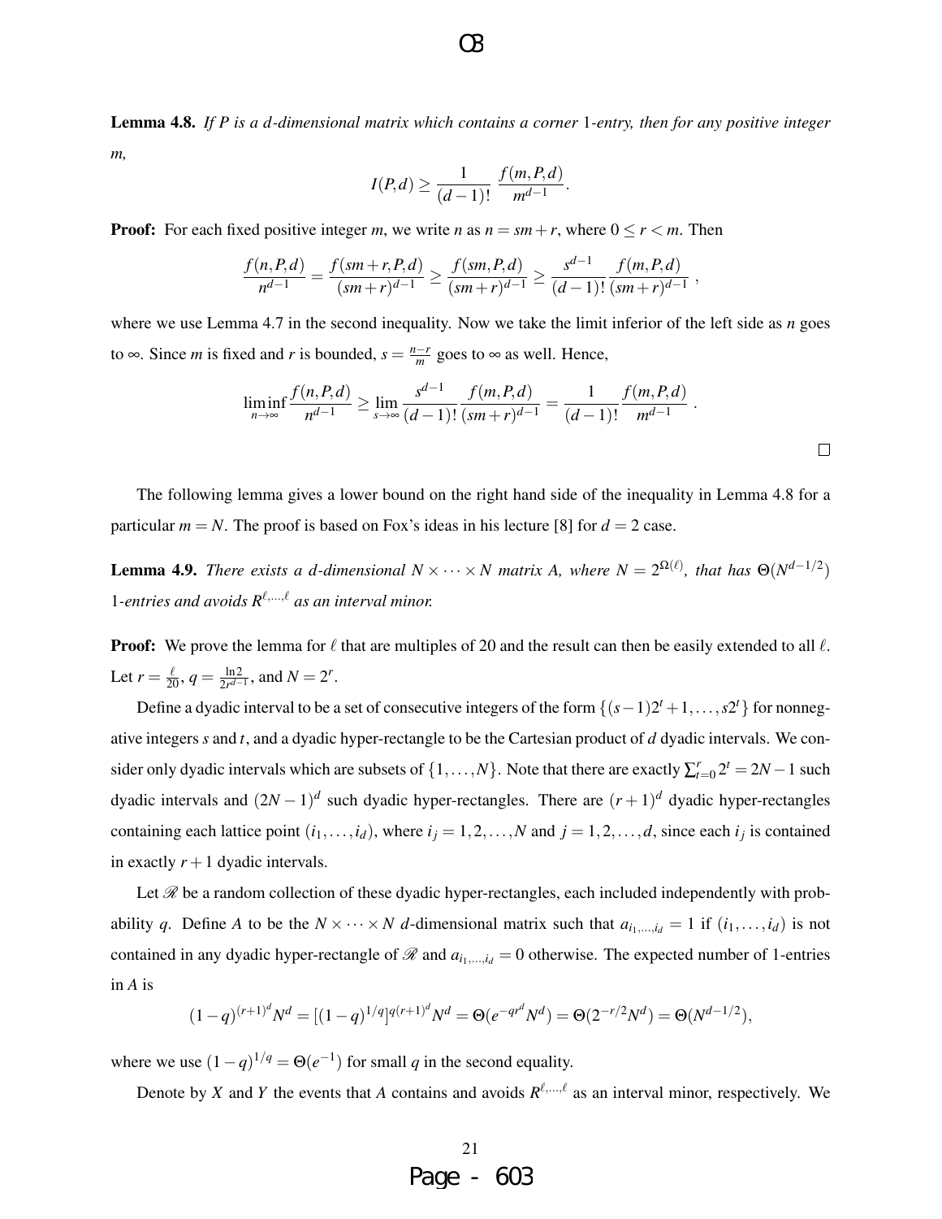**Lemma 4.8.** *If $P$ is a $d$-dimensional matrix which contains a corner 1-entry, then for any positive integer $m$,*

$$I(P,d) \geq \frac{1}{(d-1)!} \frac{f(m,P,d)}{m^{d-1}}.$$

**Proof:** For each fixed positive integer $m$, we write $n$ as $n = sm + r$, where $0 \leq r < m$. Then

$$\frac{f(n,P,d)}{n^{d-1}} = \frac{f(sm+r,P,d)}{(sm+r)^{d-1}} \geq \frac{f(sm,P,d)}{(sm+r)^{d-1}} \geq \frac{s^{d-1}}{(d-1)!} \frac{f(m,P,d)}{(sm+r)^{d-1}},$$

where we use Lemma 4.7 in the second inequality. Now we take the limit inferior of the left side as $n$ goes to $\infty$. Since $m$ is fixed and $r$ is bounded, $s = \frac{n-r}{m}$ goes to $\infty$ as well. Hence,

$$\liminf_{n\to\infty} \frac{f(n,P,d)}{n^{d-1}} \geq \lim_{s\to\infty} \frac{s^{d-1}}{(d-1)!} \frac{f(m,P,d)}{(sm+r)^{d-1}} = \frac{1}{(d-1)!} \frac{f(m,P,d)}{m^{d-1}}.$$

□

The following lemma gives a lower bound on the right hand side of the inequality in Lemma 4.8 for a particular $m = N$. The proof is based on Fox's ideas in his lecture [8] for $d = 2$ case.

**Lemma 4.9.** *There exists a $d$-dimensional $N \times \cdots \times N$ matrix $A$, where $N = 2^{\Omega(\ell)}$, that has $\Theta(N^{d-1/2})$ 1-entries and avoids $R^{\ell,\ldots,\ell}$ as an interval minor.*

**Proof:** We prove the lemma for $\ell$ that are multiples of 20 and the result can then be easily extended to all $\ell$. Let $r = \frac{\ell}{20}$, $q = \frac{\ln 2}{2r^{d-1}}$, and $N = 2^r$.

Define a dyadic interval to be a set of consecutive integers of the form $\{(s-1)2^t + 1, \ldots, s2^t\}$ for nonnegative integers $s$ and $t$, and a dyadic hyper-rectangle to be the Cartesian product of $d$ dyadic intervals. We consider only dyadic intervals which are subsets of $\{1, \ldots, N\}$. Note that there are exactly $\sum_{t=0}^{r} 2^t = 2N - 1$ such dyadic intervals and $(2N-1)^d$ such dyadic hyper-rectangles. There are $(r+1)^d$ dyadic hyper-rectangles containing each lattice point $(i_1, \ldots, i_d)$, where $i_j = 1, 2, \ldots, N$ and $j = 1, 2, \ldots, d$, since each $i_j$ is contained in exactly $r + 1$ dyadic intervals.

Let $\mathscr{R}$ be a random collection of these dyadic hyper-rectangles, each included independently with probability $q$. Define $A$ to be the $N \times \cdots \times N$ $d$-dimensional matrix such that $a_{i_1,\ldots,i_d} = 1$ if $(i_1, \ldots, i_d)$ is not contained in any dyadic hyper-rectangle of $\mathscr{R}$ and $a_{i_1,\ldots,i_d} = 0$ otherwise. The expected number of 1-entries in $A$ is

$$(1-q)^{(r+1)^d} N^d = [(1-q)^{1/q}]^{q(r+1)^d} N^d = \Theta(e^{-qr^d} N^d) = \Theta(2^{-r/2} N^d) = \Theta(N^{d-1/2}),$$

where we use $(1-q)^{1/q} = \Theta(e^{-1})$ for small $q$ in the second equality.

Denote by $X$ and $Y$ the events that $A$ contains and avoids $R^{\ell,\ldots,\ell}$ as an interval minor, respectively. We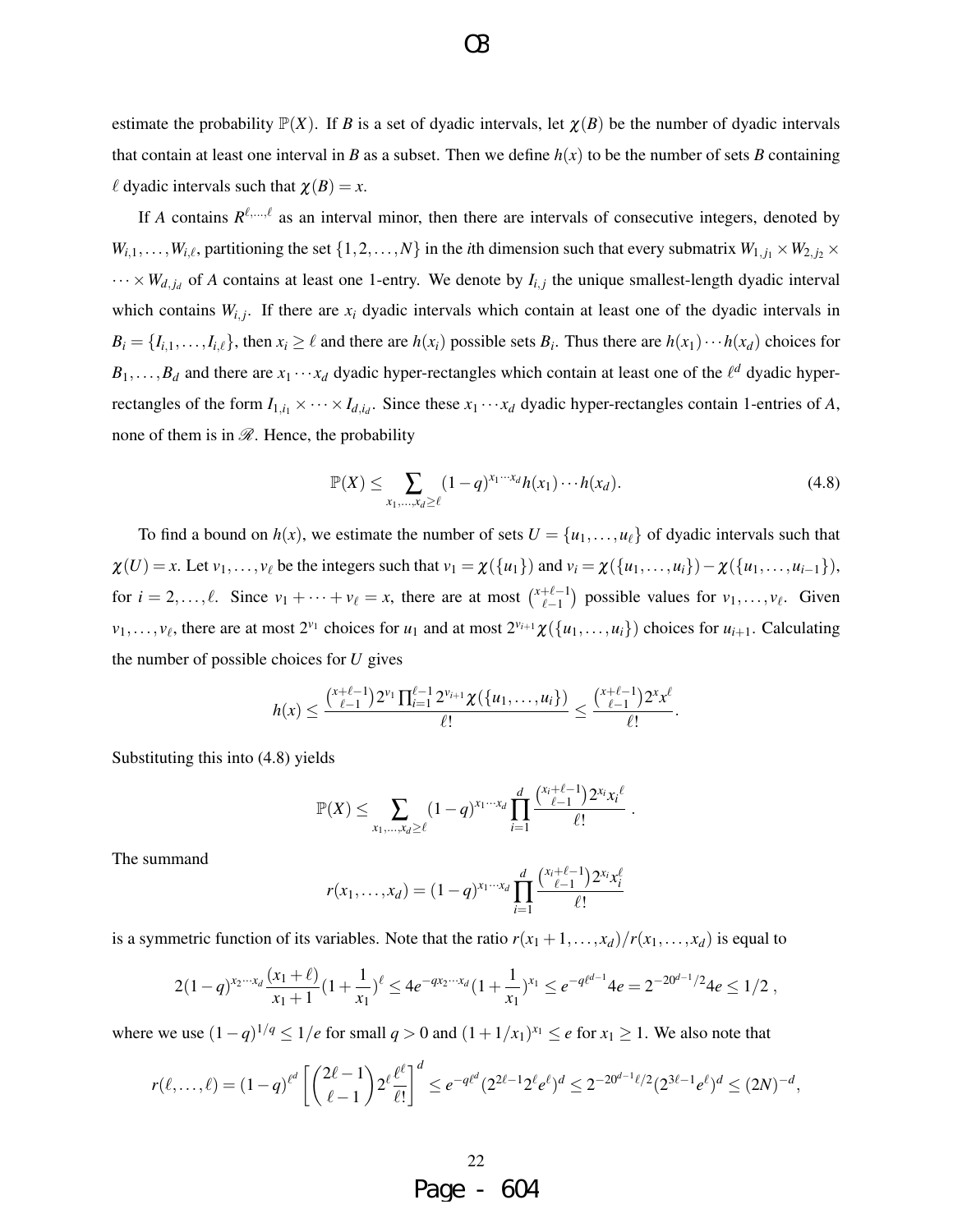estimate the probability $\mathbb{P}(X)$. If $B$ is a set of dyadic intervals, let $\chi(B)$ be the number of dyadic intervals that contain at least one interval in $B$ as a subset. Then we define $h(x)$ to be the number of sets $B$ containing $\ell$ dyadic intervals such that $\chi(B) = x$.

If $A$ contains $R^{\ell,\dots,\ell}$ as an interval minor, then there are intervals of consecutive integers, denoted by $W_{i,1},\dots,W_{i,\ell}$, partitioning the set $\{1,2,\dots,N\}$ in the $i$th dimension such that every submatrix $W_{1,j_1} \times W_{2,j_2} \times \cdots \times W_{d,j_d}$ of $A$ contains at least one 1-entry. We denote by $I_{i,j}$ the unique smallest-length dyadic interval which contains $W_{i,j}$. If there are $x_i$ dyadic intervals which contain at least one of the dyadic intervals in $B_i = \{I_{i,1},\dots,I_{i,\ell}\}$, then $x_i \geq \ell$ and there are $h(x_i)$ possible sets $B_i$. Thus there are $h(x_1)\cdots h(x_d)$ choices for $B_1,\dots,B_d$ and there are $x_1\cdots x_d$ dyadic hyper-rectangles which contain at least one of the $\ell^d$ dyadic hyper-rectangles of the form $I_{1,i_1} \times \cdots \times I_{d,i_d}$. Since these $x_1\cdots x_d$ dyadic hyper-rectangles contain 1-entries of $A$, none of them is in $\mathscr{R}$. Hence, the probability

$$\mathbb{P}(X) \leq \sum_{x_1,\dots,x_d \geq \ell} (1-q)^{x_1\cdots x_d} h(x_1)\cdots h(x_d). \tag{4.8}$$

To find a bound on $h(x)$, we estimate the number of sets $U = \{u_1,\dots,u_\ell\}$ of dyadic intervals such that $\chi(U) = x$. Let $v_1,\dots,v_\ell$ be the integers such that $v_1 = \chi(\{u_1\})$ and $v_i = \chi(\{u_1,\dots,u_i\}) - \chi(\{u_1,\dots,u_{i-1}\})$, for $i = 2,\dots,\ell$. Since $v_1 + \cdots + v_\ell = x$, there are at most $\binom{x+\ell-1}{\ell-1}$ possible values for $v_1,\dots,v_\ell$. Given $v_1,\dots,v_\ell$, there are at most $2^{v_1}$ choices for $u_1$ and at most $2^{v_{i+1}}\chi(\{u_1,\dots,u_i\})$ choices for $u_{i+1}$. Calculating the number of possible choices for $U$ gives

$$h(x) \leq \frac{\binom{x+\ell-1}{\ell-1} 2^{v_1} \prod_{i=1}^{\ell-1} 2^{v_{i+1}} \chi(\{u_1,\dots,u_i\})}{\ell!} \leq \frac{\binom{x+\ell-1}{\ell-1} 2^x x^\ell}{\ell!}.$$

Substituting this into (4.8) yields

$$\mathbb{P}(X) \leq \sum_{x_1,\dots,x_d \geq \ell} (1-q)^{x_1\cdots x_d} \prod_{i=1}^{d} \frac{\binom{x_i+\ell-1}{\ell-1} 2^{x_i} x_i{}^\ell}{\ell!}.$$

The summand

$$r(x_1,\dots,x_d) = (1-q)^{x_1\cdots x_d} \prod_{i=1}^{d} \frac{\binom{x_i+\ell-1}{\ell-1} 2^{x_i} x_i^\ell}{\ell!}$$

is a symmetric function of its variables. Note that the ratio $r(x_1+1,\dots,x_d)/r(x_1,\dots,x_d)$ is equal to

$$2(1-q)^{x_2\cdots x_d} \frac{(x_1+\ell)}{x_1+1} \left(1+\frac{1}{x_1}\right)^\ell \leq 4e^{-qx_2\cdots x_d} \left(1+\frac{1}{x_1}\right)^{x_1} \leq e^{-q\ell^{d-1}} 4e = 2^{-20^{d-1}/2} 4e \leq 1/2,$$

where we use $(1-q)^{1/q} \leq 1/e$ for small $q > 0$ and $(1+1/x_1)^{x_1} \leq e$ for $x_1 \geq 1$. We also note that

$$r(\ell,\dots,\ell) = (1-q)^{\ell^d} \left[\binom{2\ell-1}{\ell-1} 2^\ell \frac{\ell^\ell}{\ell!}\right]^d \leq e^{-q\ell^d} (2^{2\ell-1} 2^\ell e^\ell)^d \leq 2^{-20^{d-1}\ell/2} (2^{3\ell-1} e^\ell)^d \leq (2N)^{-d},$$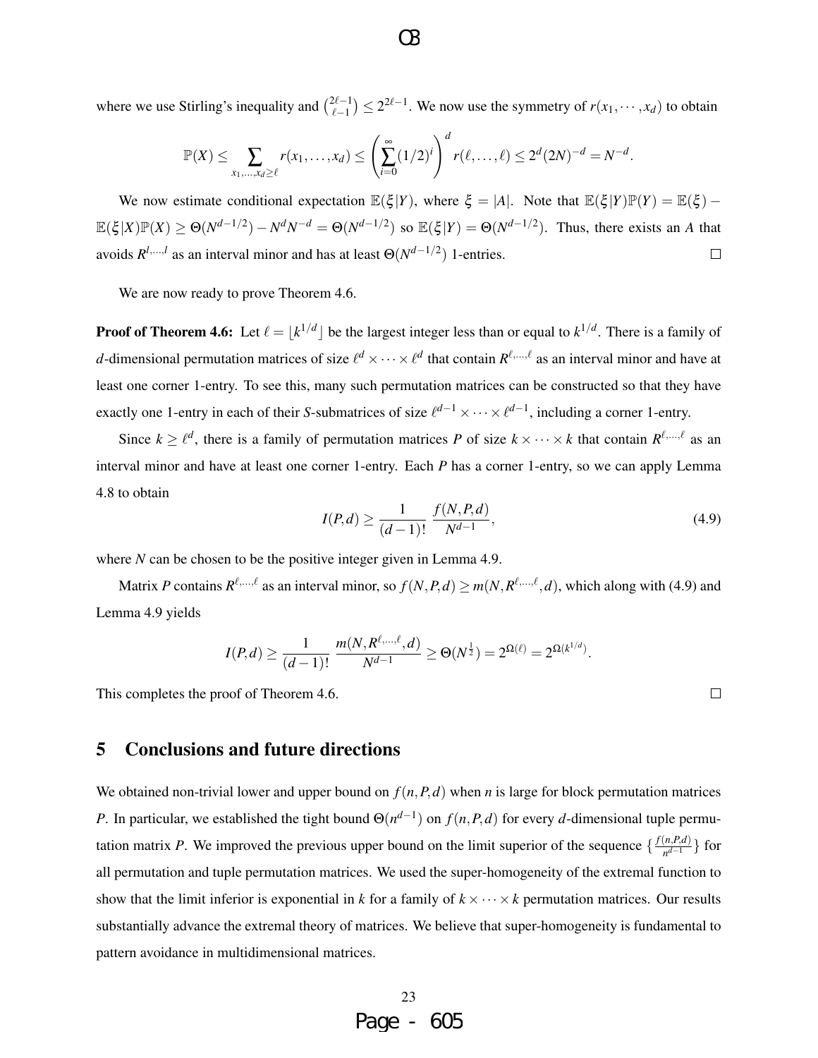where we use Stirling's inequality and $\binom{2\ell-1}{\ell-1} \leq 2^{2\ell-1}$. We now use the symmetry of $r(x_1,\cdots,x_d)$ to obtain

$$\mathbb{P}(X) \leq \sum_{x_1,\ldots,x_d \geq \ell} r(x_1,\ldots,x_d) \leq \left(\sum_{i=0}^{\infty}(1/2)^i\right)^d r(\ell,\ldots,\ell) \leq 2^d(2N)^{-d} = N^{-d}.$$

We now estimate conditional expectation $\mathbb{E}(\xi|Y)$, where $\xi = |A|$. Note that $\mathbb{E}(\xi|Y)\mathbb{P}(Y) = \mathbb{E}(\xi) - \mathbb{E}(\xi|X)\mathbb{P}(X) \geq \Theta(N^{d-1/2}) - N^d N^{-d} = \Theta(N^{d-1/2})$ so $\mathbb{E}(\xi|Y) = \Theta(N^{d-1/2})$. Thus, there exists an $A$ that avoids $R^{l,\ldots,l}$ as an interval minor and has at least $\Theta(N^{d-1/2})$ 1-entries. □

We are now ready to prove Theorem 4.6.

**Proof of Theorem 4.6:** Let $\ell = \lfloor k^{1/d} \rfloor$ be the largest integer less than or equal to $k^{1/d}$. There is a family of $d$-dimensional permutation matrices of size $\ell^d \times \cdots \times \ell^d$ that contain $R^{\ell,\ldots,\ell}$ as an interval minor and have at least one corner 1-entry. To see this, many such permutation matrices can be constructed so that they have exactly one 1-entry in each of their $S$-submatrices of size $\ell^{d-1} \times \cdots \times \ell^{d-1}$, including a corner 1-entry.

Since $k \geq \ell^d$, there is a family of permutation matrices $P$ of size $k \times \cdots \times k$ that contain $R^{\ell,\ldots,\ell}$ as an interval minor and have at least one corner 1-entry. Each $P$ has a corner 1-entry, so we can apply Lemma 4.8 to obtain

$$I(P,d) \geq \frac{1}{(d-1)!} \frac{f(N,P,d)}{N^{d-1}}, \tag{4.9}$$

where $N$ can be chosen to be the positive integer given in Lemma 4.9.

Matrix $P$ contains $R^{\ell,\ldots,\ell}$ as an interval minor, so $f(N,P,d) \geq m(N,R^{\ell,\ldots,\ell},d)$, which along with (4.9) and Lemma 4.9 yields

$$I(P,d) \geq \frac{1}{(d-1)!} \frac{m(N,R^{\ell,\ldots,\ell},d)}{N^{d-1}} \geq \Theta(N^{\frac{1}{2}}) = 2^{\Omega(\ell)} = 2^{\Omega(k^{1/d})}.$$

This completes the proof of Theorem 4.6. □

## 5 Conclusions and future directions

We obtained non-trivial lower and upper bound on $f(n,P,d)$ when $n$ is large for block permutation matrices $P$. In particular, we established the tight bound $\Theta(n^{d-1})$ on $f(n,P,d)$ for every $d$-dimensional tuple permutation matrix $P$. We improved the previous upper bound on the limit superior of the sequence $\{\frac{f(n,P,d)}{n^{d-1}}\}$ for all permutation and tuple permutation matrices. We used the super-homogeneity of the extremal function to show that the limit inferior is exponential in $k$ for a family of $k \times \cdots \times k$ permutation matrices. Our results substantially advance the extremal theory of matrices. We believe that super-homogeneity is fundamental to pattern avoidance in multidimensional matrices.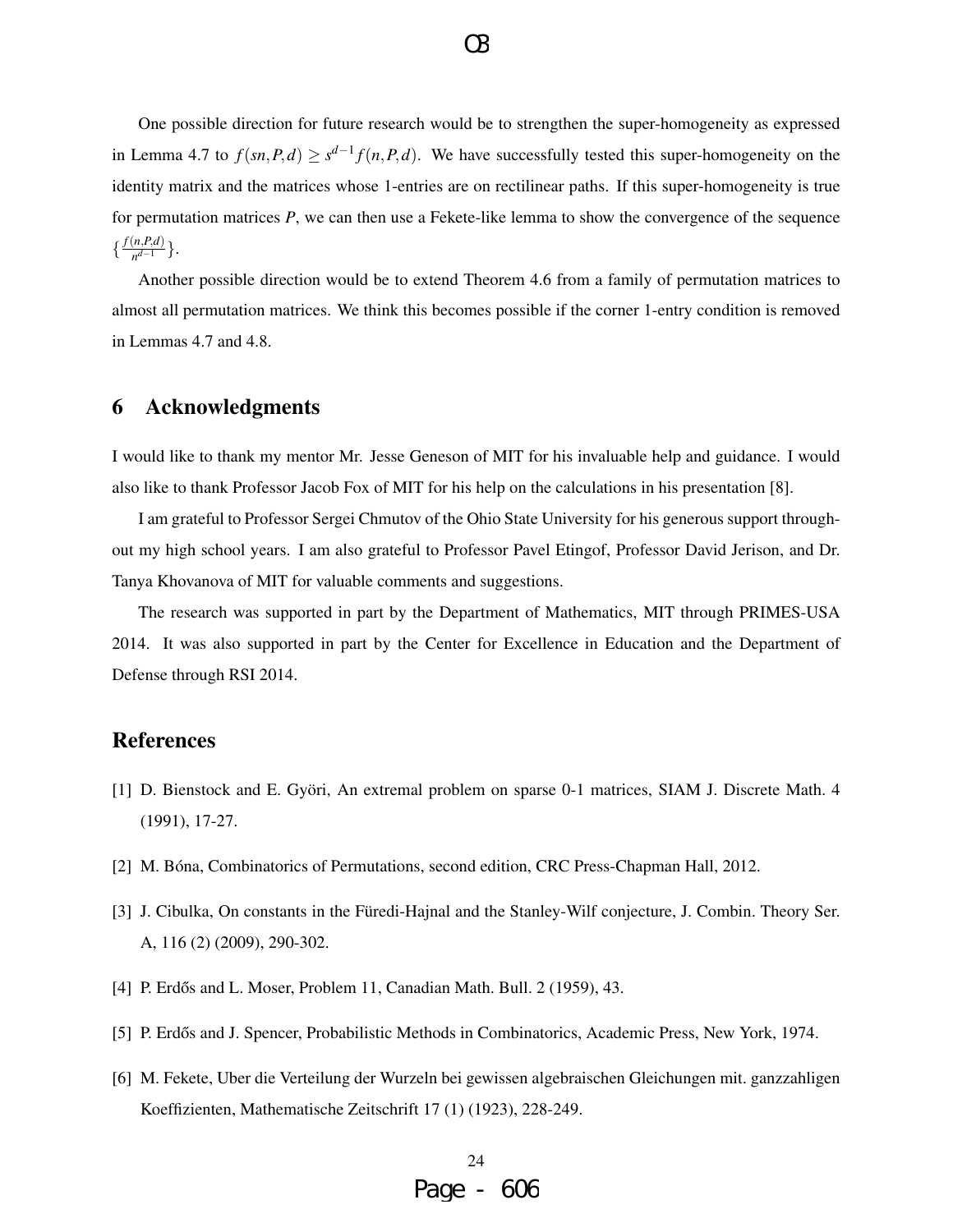One possible direction for future research would be to strengthen the super-homogeneity as expressed in Lemma 4.7 to $f(sn,P,d) \geq s^{d-1}f(n,P,d)$. We have successfully tested this super-homogeneity on the identity matrix and the matrices whose 1-entries are on rectilinear paths. If this super-homogeneity is true for permutation matrices $P$, we can then use a Fekete-like lemma to show the convergence of the sequence $\{\frac{f(n,P,d)}{n^{d-1}}\}$.

Another possible direction would be to extend Theorem 4.6 from a family of permutation matrices to almost all permutation matrices. We think this becomes possible if the corner 1-entry condition is removed in Lemmas 4.7 and 4.8.

## 6 Acknowledgments

I would like to thank my mentor Mr. Jesse Geneson of MIT for his invaluable help and guidance. I would also like to thank Professor Jacob Fox of MIT for his help on the calculations in his presentation [8].

I am grateful to Professor Sergei Chmutov of the Ohio State University for his generous support throughout my high school years. I am also grateful to Professor Pavel Etingof, Professor David Jerison, and Dr. Tanya Khovanova of MIT for valuable comments and suggestions.

The research was supported in part by the Department of Mathematics, MIT through PRIMES-USA 2014. It was also supported in part by the Center for Excellence in Education and the Department of Defense through RSI 2014.

## References

[1] D. Bienstock and E. Györi, An extremal problem on sparse 0-1 matrices, SIAM J. Discrete Math. 4 (1991), 17-27.

[2] M. Bóna, Combinatorics of Permutations, second edition, CRC Press-Chapman Hall, 2012.

[3] J. Cibulka, On constants in the Füredi-Hajnal and the Stanley-Wilf conjecture, J. Combin. Theory Ser. A, 116 (2) (2009), 290-302.

[4] P. Erdős and L. Moser, Problem 11, Canadian Math. Bull. 2 (1959), 43.

[5] P. Erdős and J. Spencer, Probabilistic Methods in Combinatorics, Academic Press, New York, 1974.

[6] M. Fekete, Uber die Verteilung der Wurzeln bei gewissen algebraischen Gleichungen mit. ganzzahligen Koeffizienten, Mathematische Zeitschrift 17 (1) (1923), 228-249.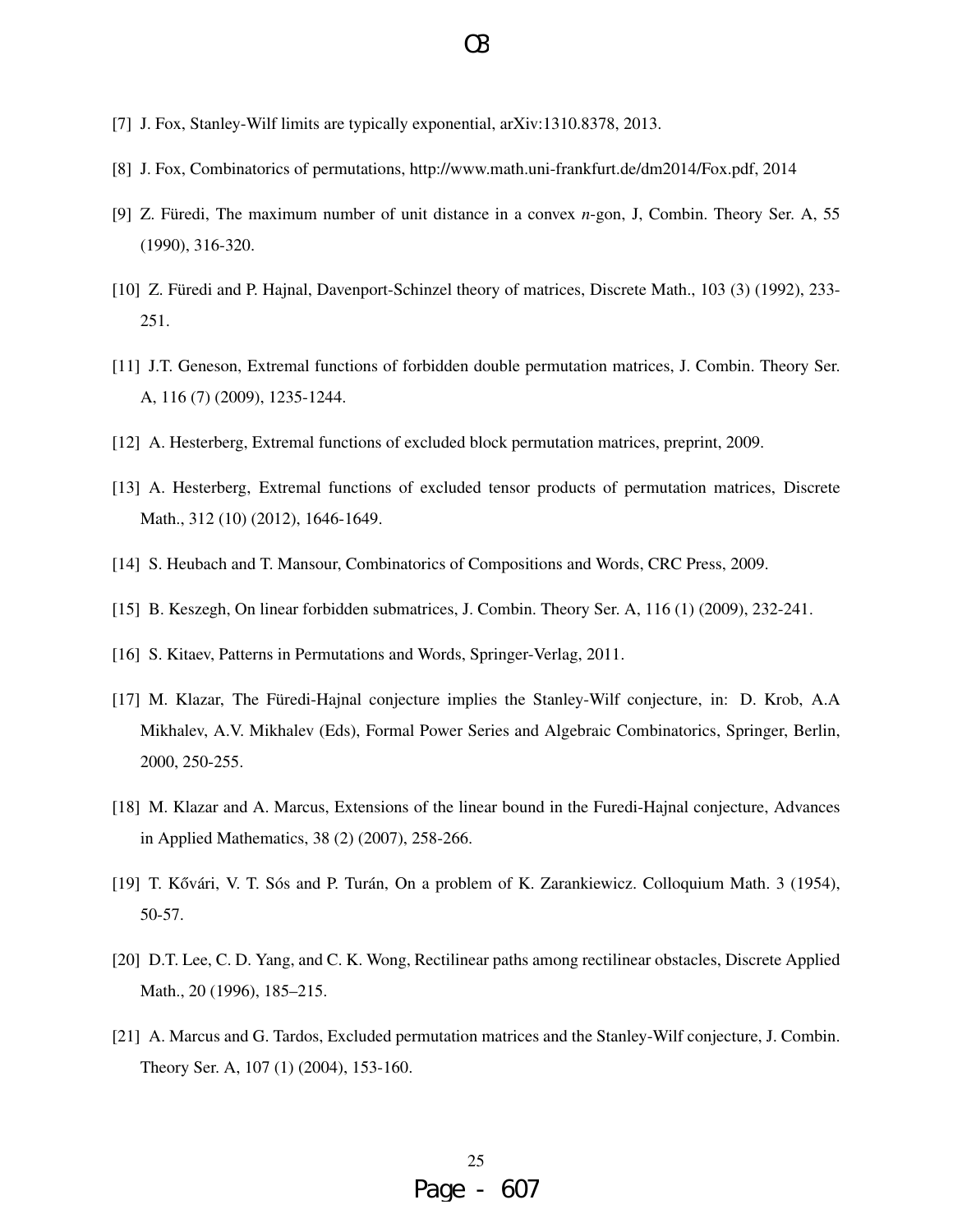[7] J. Fox, Stanley-Wilf limits are typically exponential, arXiv:1310.8378, 2013.

[8] J. Fox, Combinatorics of permutations, http://www.math.uni-frankfurt.de/dm2014/Fox.pdf, 2014

[9] Z. Füredi, The maximum number of unit distance in a convex $n$-gon, J, Combin. Theory Ser. A, 55 (1990), 316-320.

[10] Z. Füredi and P. Hajnal, Davenport-Schinzel theory of matrices, Discrete Math., 103 (3) (1992), 233-251.

[11] J.T. Geneson, Extremal functions of forbidden double permutation matrices, J. Combin. Theory Ser. A, 116 (7) (2009), 1235-1244.

[12] A. Hesterberg, Extremal functions of excluded block permutation matrices, preprint, 2009.

[13] A. Hesterberg, Extremal functions of excluded tensor products of permutation matrices, Discrete Math., 312 (10) (2012), 1646-1649.

[14] S. Heubach and T. Mansour, Combinatorics of Compositions and Words, CRC Press, 2009.

[15] B. Keszegh, On linear forbidden submatrices, J. Combin. Theory Ser. A, 116 (1) (2009), 232-241.

[16] S. Kitaev, Patterns in Permutations and Words, Springer-Verlag, 2011.

[17] M. Klazar, The Füredi-Hajnal conjecture implies the Stanley-Wilf conjecture, in: D. Krob, A.A Mikhalev, A.V. Mikhalev (Eds), Formal Power Series and Algebraic Combinatorics, Springer, Berlin, 2000, 250-255.

[18] M. Klazar and A. Marcus, Extensions of the linear bound in the Furedi-Hajnal conjecture, Advances in Applied Mathematics, 38 (2) (2007), 258-266.

[19] T. Kővári, V. T. Sós and P. Turán, On a problem of K. Zarankiewicz. Colloquium Math. 3 (1954), 50-57.

[20] D.T. Lee, C. D. Yang, and C. K. Wong, Rectilinear paths among rectilinear obstacles, Discrete Applied Math., 20 (1996), 185–215.

[21] A. Marcus and G. Tardos, Excluded permutation matrices and the Stanley-Wilf conjecture, J. Combin. Theory Ser. A, 107 (1) (2004), 153-160.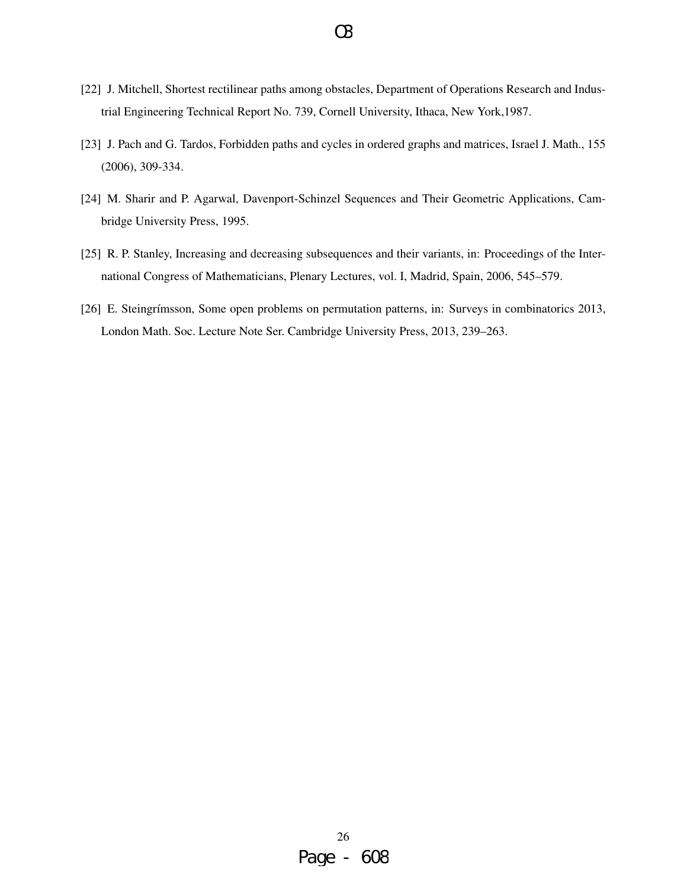[22] J. Mitchell, Shortest rectilinear paths among obstacles, Department of Operations Research and Industrial Engineering Technical Report No. 739, Cornell University, Ithaca, New York,1987.

[23] J. Pach and G. Tardos, Forbidden paths and cycles in ordered graphs and matrices, Israel J. Math., 155 (2006), 309-334.

[24] M. Sharir and P. Agarwal, Davenport-Schinzel Sequences and Their Geometric Applications, Cambridge University Press, 1995.

[25] R. P. Stanley, Increasing and decreasing subsequences and their variants, in: Proceedings of the International Congress of Mathematicians, Plenary Lectures, vol. I, Madrid, Spain, 2006, 545–579.

[26] E. Steingrímsson, Some open problems on permutation patterns, in: Surveys in combinatorics 2013, London Math. Soc. Lecture Note Ser. Cambridge University Press, 2013, 239–263.